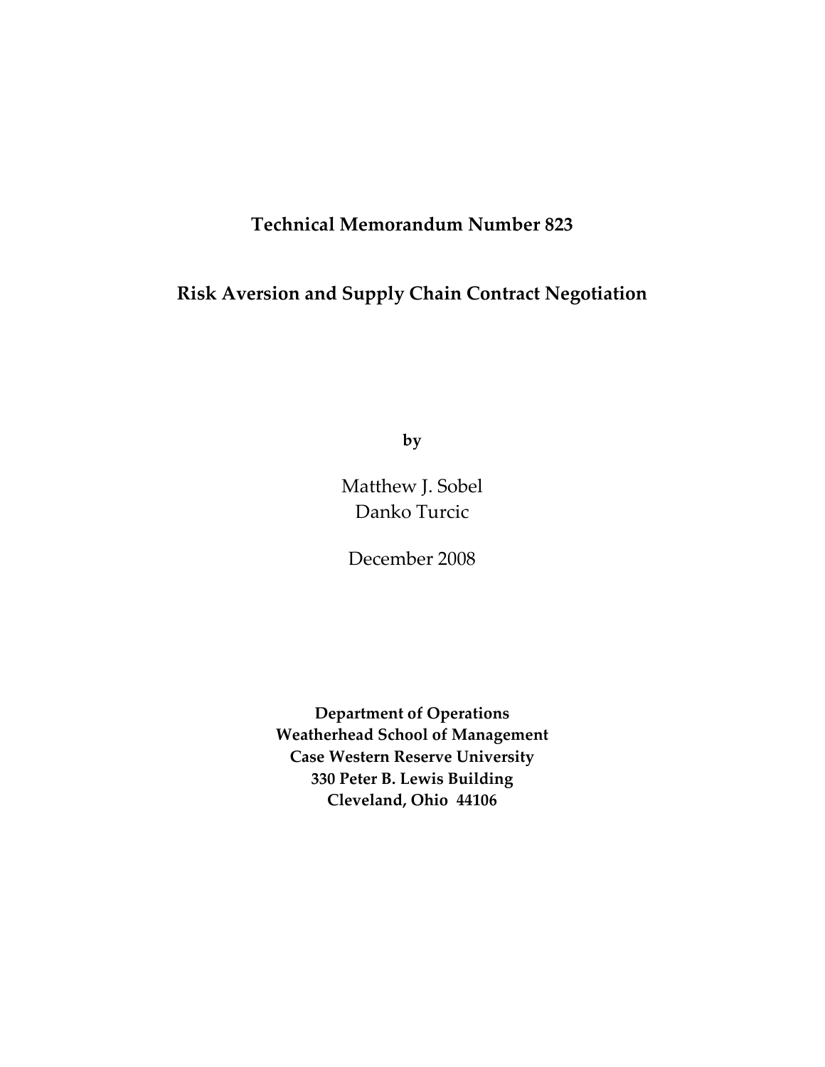**Technical Memorandum Number 823**

# Risk Aversion and Supply Chain Contract Negotiation

**by**

Matthew J. Sobel
Danko Turcic

December 2008

**Department of Operations**
**Weatherhead School of Management**
**Case Western Reserve University**
**330 Peter B. Lewis Building**
**Cleveland, Ohio 44106**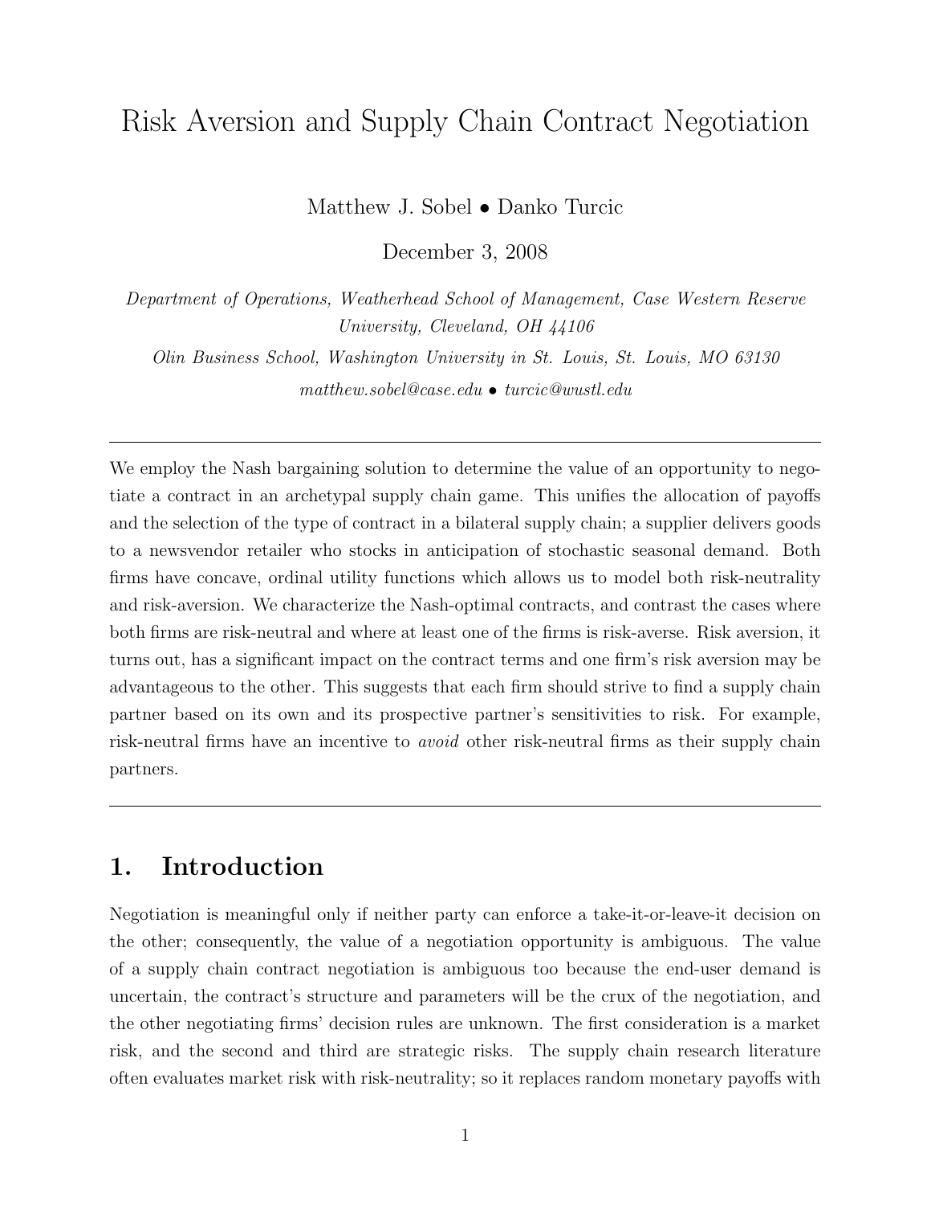# Risk Aversion and Supply Chain Contract Negotiation

Matthew J. Sobel • Danko Turcic

December 3, 2008

*Department of Operations, Weatherhead School of Management, Case Western Reserve University, Cleveland, OH 44106*

*Olin Business School, Washington University in St. Louis, St. Louis, MO 63130*

*matthew.sobel@case.edu • turcic@wustl.edu*

---

We employ the Nash bargaining solution to determine the value of an opportunity to negotiate a contract in an archetypal supply chain game. This unifies the allocation of payoffs and the selection of the type of contract in a bilateral supply chain; a supplier delivers goods to a newsvendor retailer who stocks in anticipation of stochastic seasonal demand. Both firms have concave, ordinal utility functions which allows us to model both risk-neutrality and risk-aversion. We characterize the Nash-optimal contracts, and contrast the cases where both firms are risk-neutral and where at least one of the firms is risk-averse. Risk aversion, it turns out, has a significant impact on the contract terms and one firm's risk aversion may be advantageous to the other. This suggests that each firm should strive to find a supply chain partner based on its own and its prospective partner's sensitivities to risk. For example, risk-neutral firms have an incentive to *avoid* other risk-neutral firms as their supply chain partners.

---

## 1. Introduction

Negotiation is meaningful only if neither party can enforce a take-it-or-leave-it decision on the other; consequently, the value of a negotiation opportunity is ambiguous. The value of a supply chain contract negotiation is ambiguous too because the end-user demand is uncertain, the contract's structure and parameters will be the crux of the negotiation, and the other negotiating firms' decision rules are unknown. The first consideration is a market risk, and the second and third are strategic risks. The supply chain research literature often evaluates market risk with risk-neutrality; so it replaces random monetary payoffs with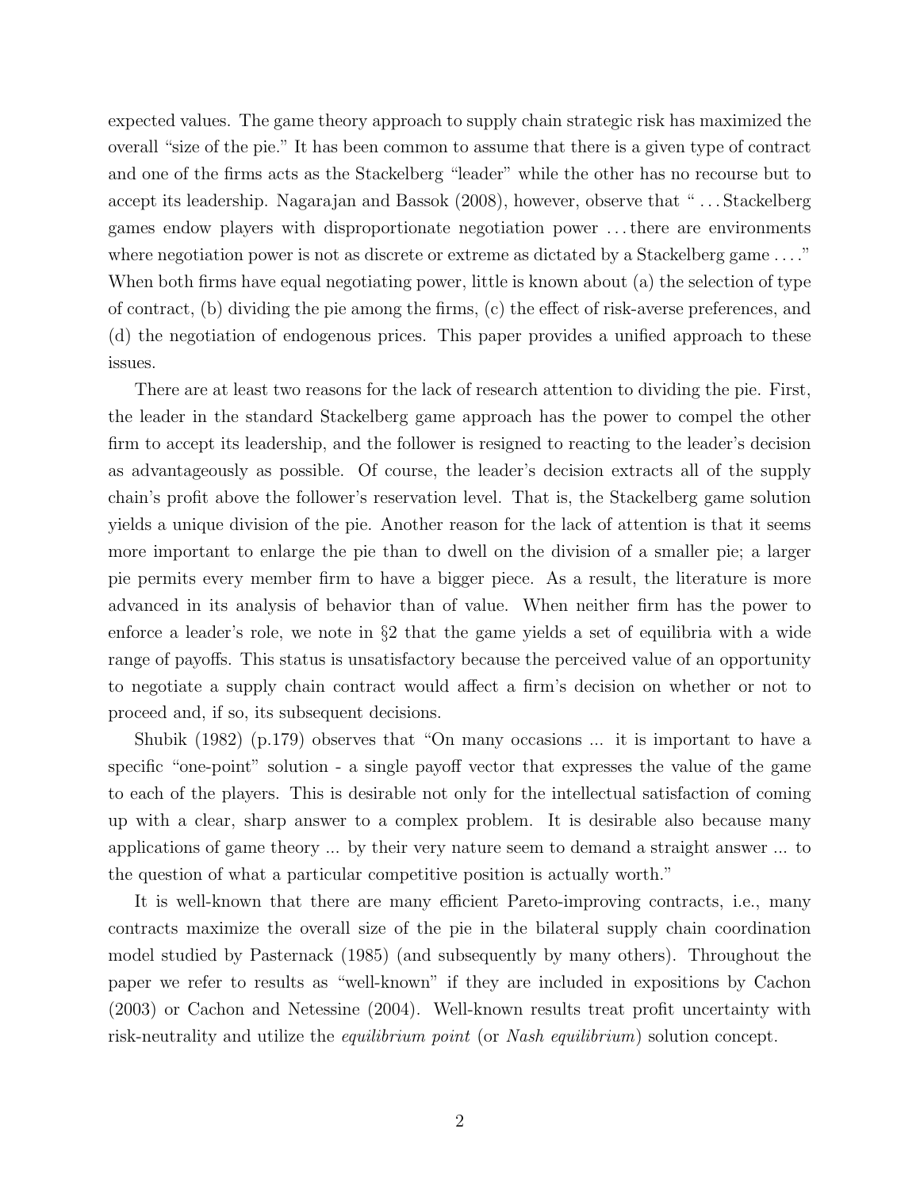expected values. The game theory approach to supply chain strategic risk has maximized the overall "size of the pie." It has been common to assume that there is a given type of contract and one of the firms acts as the Stackelberg "leader" while the other has no recourse but to accept its leadership. Nagarajan and Bassok (2008), however, observe that " . . . Stackelberg games endow players with disproportionate negotiation power . . . there are environments where negotiation power is not as discrete or extreme as dictated by a Stackelberg game . . . ." When both firms have equal negotiating power, little is known about (a) the selection of type of contract, (b) dividing the pie among the firms, (c) the effect of risk-averse preferences, and (d) the negotiation of endogenous prices. This paper provides a unified approach to these issues.

There are at least two reasons for the lack of research attention to dividing the pie. First, the leader in the standard Stackelberg game approach has the power to compel the other firm to accept its leadership, and the follower is resigned to reacting to the leader's decision as advantageously as possible. Of course, the leader's decision extracts all of the supply chain's profit above the follower's reservation level. That is, the Stackelberg game solution yields a unique division of the pie. Another reason for the lack of attention is that it seems more important to enlarge the pie than to dwell on the division of a smaller pie; a larger pie permits every member firm to have a bigger piece. As a result, the literature is more advanced in its analysis of behavior than of value. When neither firm has the power to enforce a leader's role, we note in §2 that the game yields a set of equilibria with a wide range of payoffs. This status is unsatisfactory because the perceived value of an opportunity to negotiate a supply chain contract would affect a firm's decision on whether or not to proceed and, if so, its subsequent decisions.

Shubik (1982) (p.179) observes that "On many occasions ... it is important to have a specific "one-point" solution - a single payoff vector that expresses the value of the game to each of the players. This is desirable not only for the intellectual satisfaction of coming up with a clear, sharp answer to a complex problem. It is desirable also because many applications of game theory ... by their very nature seem to demand a straight answer ... to the question of what a particular competitive position is actually worth."

It is well-known that there are many efficient Pareto-improving contracts, i.e., many contracts maximize the overall size of the pie in the bilateral supply chain coordination model studied by Pasternack (1985) (and subsequently by many others). Throughout the paper we refer to results as "well-known" if they are included in expositions by Cachon (2003) or Cachon and Netessine (2004). Well-known results treat profit uncertainty with risk-neutrality and utilize the *equilibrium point* (or *Nash equilibrium*) solution concept.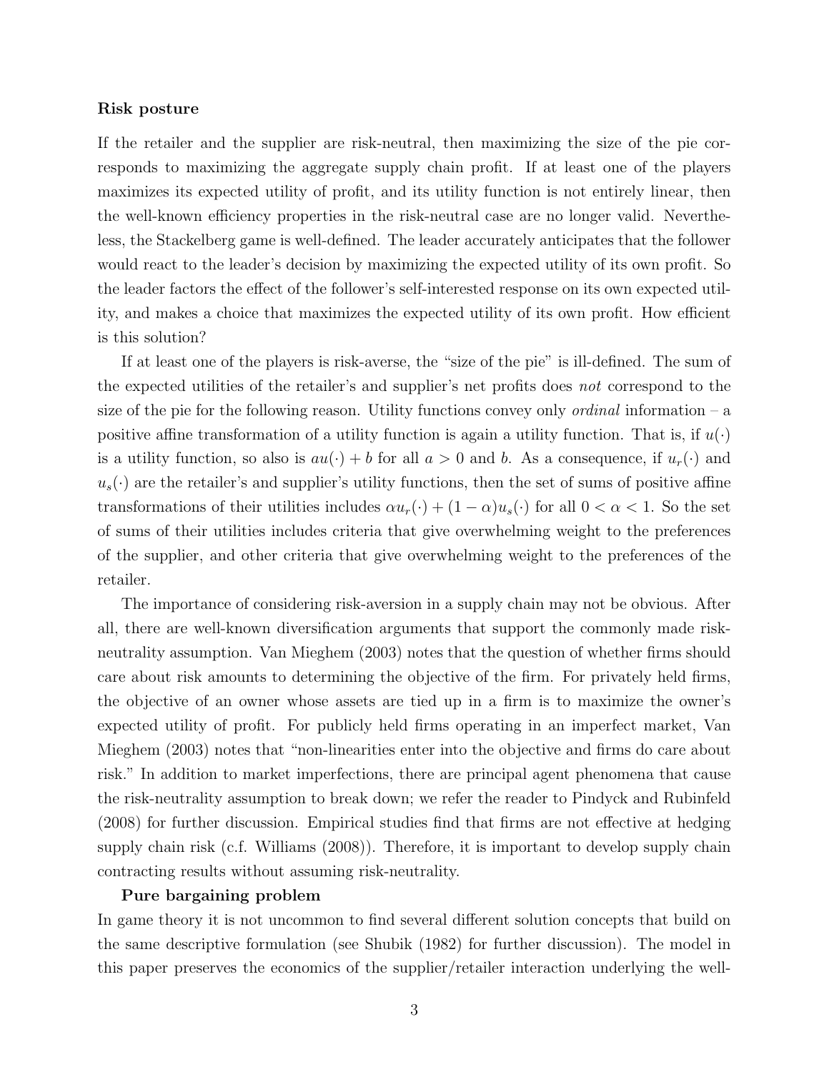**Risk posture**

If the retailer and the supplier are risk-neutral, then maximizing the size of the pie corresponds to maximizing the aggregate supply chain profit. If at least one of the players maximizes its expected utility of profit, and its utility function is not entirely linear, then the well-known efficiency properties in the risk-neutral case are no longer valid. Nevertheless, the Stackelberg game is well-defined. The leader accurately anticipates that the follower would react to the leader's decision by maximizing the expected utility of its own profit. So the leader factors the effect of the follower's self-interested response on its own expected utility, and makes a choice that maximizes the expected utility of its own profit. How efficient is this solution?

If at least one of the players is risk-averse, the "size of the pie" is ill-defined. The sum of the expected utilities of the retailer's and supplier's net profits does *not* correspond to the size of the pie for the following reason. Utility functions convey only *ordinal* information – a positive affine transformation of a utility function is again a utility function. That is, if $u(\cdot)$ is a utility function, so also is $au(\cdot) + b$ for all $a > 0$ and $b$. As a consequence, if $u_r(\cdot)$ and $u_s(\cdot)$ are the retailer's and supplier's utility functions, then the set of sums of positive affine transformations of their utilities includes $\alpha u_r(\cdot) + (1 - \alpha)u_s(\cdot)$ for all $0 < \alpha < 1$. So the set of sums of their utilities includes criteria that give overwhelming weight to the preferences of the supplier, and other criteria that give overwhelming weight to the preferences of the retailer.

The importance of considering risk-aversion in a supply chain may not be obvious. After all, there are well-known diversification arguments that support the commonly made risk-neutrality assumption. Van Mieghem (2003) notes that the question of whether firms should care about risk amounts to determining the objective of the firm. For privately held firms, the objective of an owner whose assets are tied up in a firm is to maximize the owner's expected utility of profit. For publicly held firms operating in an imperfect market, Van Mieghem (2003) notes that "non-linearities enter into the objective and firms do care about risk." In addition to market imperfections, there are principal agent phenomena that cause the risk-neutrality assumption to break down; we refer the reader to Pindyck and Rubinfeld (2008) for further discussion. Empirical studies find that firms are not effective at hedging supply chain risk (c.f. Williams (2008)). Therefore, it is important to develop supply chain contracting results without assuming risk-neutrality.

**Pure bargaining problem**

In game theory it is not uncommon to find several different solution concepts that build on the same descriptive formulation (see Shubik (1982) for further discussion). The model in this paper preserves the economics of the supplier/retailer interaction underlying the well-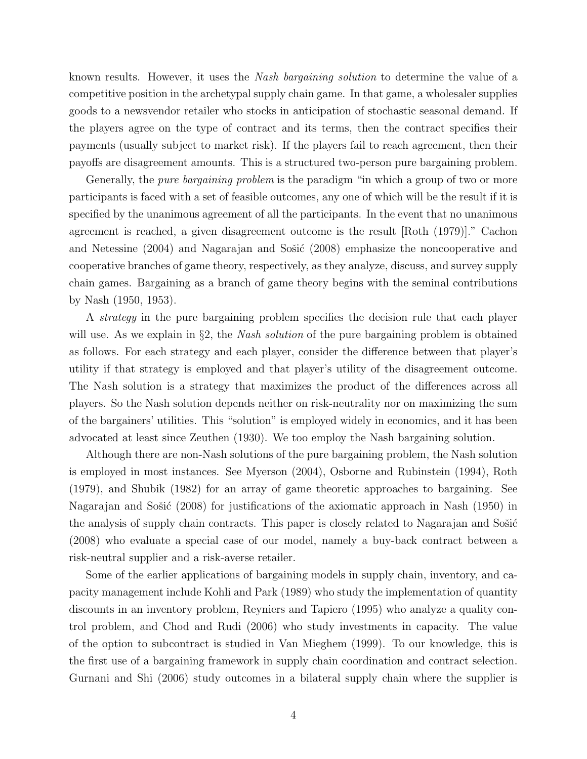known results. However, it uses the *Nash bargaining solution* to determine the value of a competitive position in the archetypal supply chain game. In that game, a wholesaler supplies goods to a newsvendor retailer who stocks in anticipation of stochastic seasonal demand. If the players agree on the type of contract and its terms, then the contract specifies their payments (usually subject to market risk). If the players fail to reach agreement, then their payoffs are disagreement amounts. This is a structured two-person pure bargaining problem.

Generally, the *pure bargaining problem* is the paradigm "in which a group of two or more participants is faced with a set of feasible outcomes, any one of which will be the result if it is specified by the unanimous agreement of all the participants. In the event that no unanimous agreement is reached, a given disagreement outcome is the result [Roth (1979)]." Cachon and Netessine (2004) and Nagarajan and Sošić (2008) emphasize the noncooperative and cooperative branches of game theory, respectively, as they analyze, discuss, and survey supply chain games. Bargaining as a branch of game theory begins with the seminal contributions by Nash (1950, 1953).

A *strategy* in the pure bargaining problem specifies the decision rule that each player will use. As we explain in §2, the *Nash solution* of the pure bargaining problem is obtained as follows. For each strategy and each player, consider the difference between that player's utility if that strategy is employed and that player's utility of the disagreement outcome. The Nash solution is a strategy that maximizes the product of the differences across all players. So the Nash solution depends neither on risk-neutrality nor on maximizing the sum of the bargainers' utilities. This "solution" is employed widely in economics, and it has been advocated at least since Zeuthen (1930). We too employ the Nash bargaining solution.

Although there are non-Nash solutions of the pure bargaining problem, the Nash solution is employed in most instances. See Myerson (2004), Osborne and Rubinstein (1994), Roth (1979), and Shubik (1982) for an array of game theoretic approaches to bargaining. See Nagarajan and Sošić (2008) for justifications of the axiomatic approach in Nash (1950) in the analysis of supply chain contracts. This paper is closely related to Nagarajan and Sošić (2008) who evaluate a special case of our model, namely a buy-back contract between a risk-neutral supplier and a risk-averse retailer.

Some of the earlier applications of bargaining models in supply chain, inventory, and capacity management include Kohli and Park (1989) who study the implementation of quantity discounts in an inventory problem, Reyniers and Tapiero (1995) who analyze a quality control problem, and Chod and Rudi (2006) who study investments in capacity. The value of the option to subcontract is studied in Van Mieghem (1999). To our knowledge, this is the first use of a bargaining framework in supply chain coordination and contract selection. Gurnani and Shi (2006) study outcomes in a bilateral supply chain where the supplier is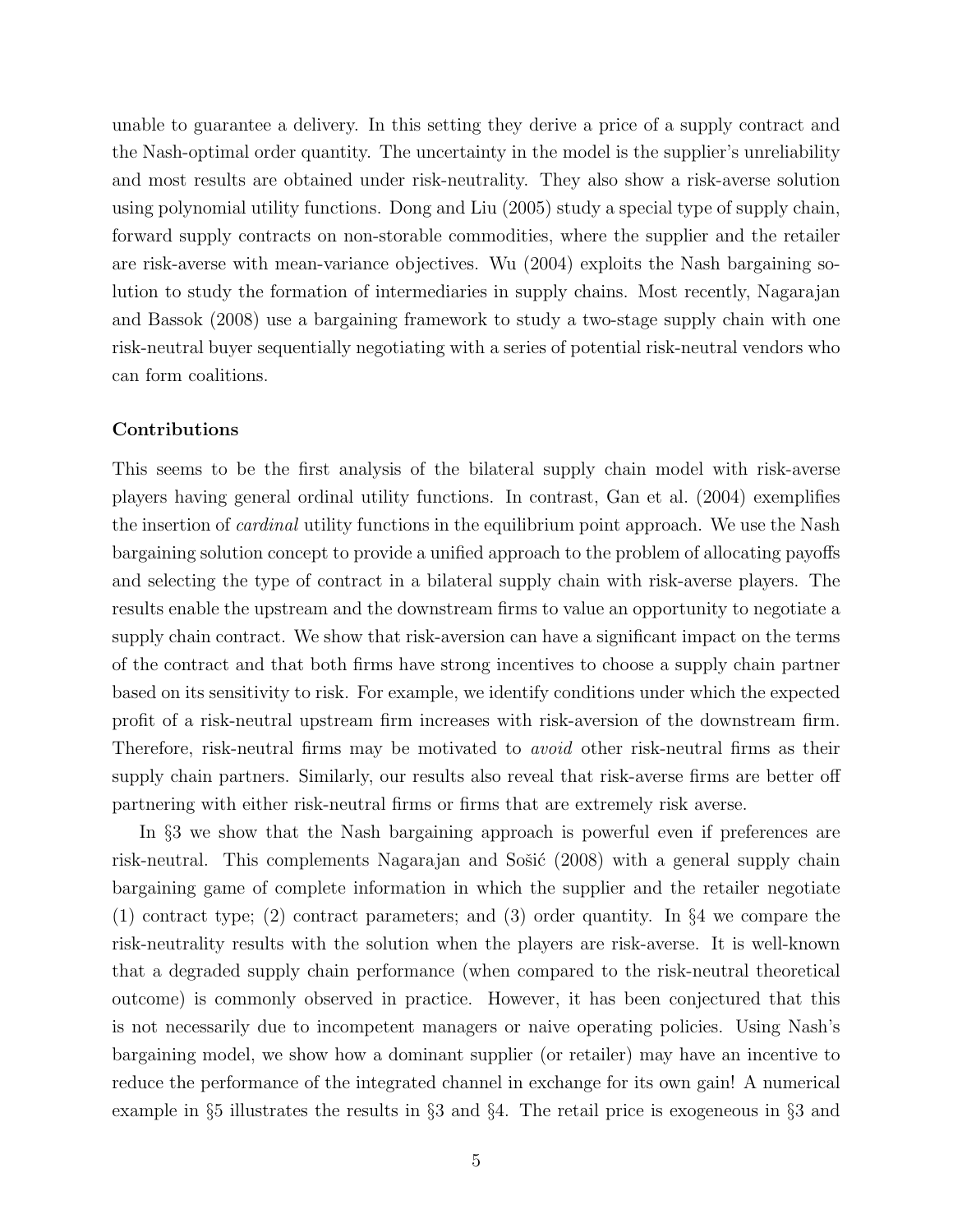unable to guarantee a delivery. In this setting they derive a price of a supply contract and the Nash-optimal order quantity. The uncertainty in the model is the supplier's unreliability and most results are obtained under risk-neutrality. They also show a risk-averse solution using polynomial utility functions. Dong and Liu (2005) study a special type of supply chain, forward supply contracts on non-storable commodities, where the supplier and the retailer are risk-averse with mean-variance objectives. Wu (2004) exploits the Nash bargaining solution to study the formation of intermediaries in supply chains. Most recently, Nagarajan and Bassok (2008) use a bargaining framework to study a two-stage supply chain with one risk-neutral buyer sequentially negotiating with a series of potential risk-neutral vendors who can form coalitions.

### Contributions

This seems to be the first analysis of the bilateral supply chain model with risk-averse players having general ordinal utility functions. In contrast, Gan et al. (2004) exemplifies the insertion of *cardinal* utility functions in the equilibrium point approach. We use the Nash bargaining solution concept to provide a unified approach to the problem of allocating payoffs and selecting the type of contract in a bilateral supply chain with risk-averse players. The results enable the upstream and the downstream firms to value an opportunity to negotiate a supply chain contract. We show that risk-aversion can have a significant impact on the terms of the contract and that both firms have strong incentives to choose a supply chain partner based on its sensitivity to risk. For example, we identify conditions under which the expected profit of a risk-neutral upstream firm increases with risk-aversion of the downstream firm. Therefore, risk-neutral firms may be motivated to *avoid* other risk-neutral firms as their supply chain partners. Similarly, our results also reveal that risk-averse firms are better off partnering with either risk-neutral firms or firms that are extremely risk averse.

In §3 we show that the Nash bargaining approach is powerful even if preferences are risk-neutral. This complements Nagarajan and Sošić (2008) with a general supply chain bargaining game of complete information in which the supplier and the retailer negotiate (1) contract type; (2) contract parameters; and (3) order quantity. In §4 we compare the risk-neutrality results with the solution when the players are risk-averse. It is well-known that a degraded supply chain performance (when compared to the risk-neutral theoretical outcome) is commonly observed in practice. However, it has been conjectured that this is not necessarily due to incompetent managers or naive operating policies. Using Nash's bargaining model, we show how a dominant supplier (or retailer) may have an incentive to reduce the performance of the integrated channel in exchange for its own gain! A numerical example in §5 illustrates the results in §3 and §4. The retail price is exogeneous in §3 and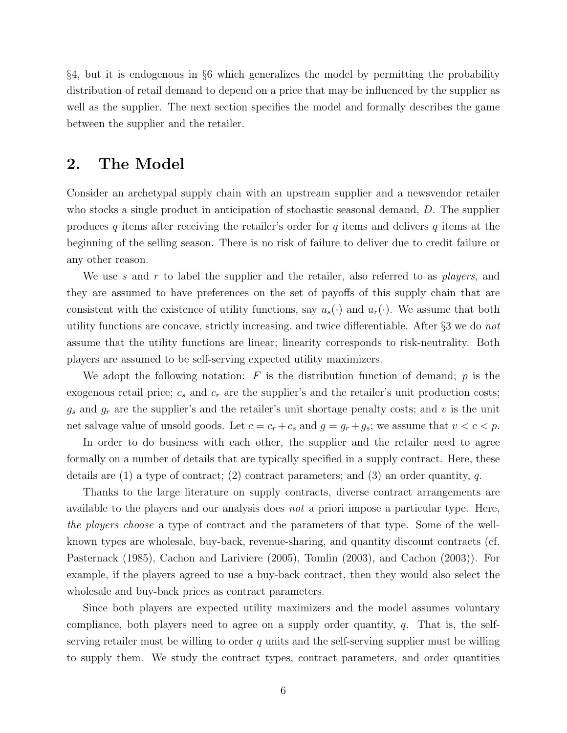§4, but it is endogenous in §6 which generalizes the model by permitting the probability distribution of retail demand to depend on a price that may be influenced by the supplier as well as the supplier. The next section specifies the model and formally describes the game between the supplier and the retailer.

## 2. The Model

Consider an archetypal supply chain with an upstream supplier and a newsvendor retailer who stocks a single product in anticipation of stochastic seasonal demand, $D$. The supplier produces $q$ items after receiving the retailer's order for $q$ items and delivers $q$ items at the beginning of the selling season. There is no risk of failure to deliver due to credit failure or any other reason.

We use $s$ and $r$ to label the supplier and the retailer, also referred to as *players*, and they are assumed to have preferences on the set of payoffs of this supply chain that are consistent with the existence of utility functions, say $u_s(\cdot)$ and $u_r(\cdot)$. We assume that both utility functions are concave, strictly increasing, and twice differentiable. After §3 we do *not* assume that the utility functions are linear; linearity corresponds to risk-neutrality. Both players are assumed to be self-serving expected utility maximizers.

We adopt the following notation: $F$ is the distribution function of demand; $p$ is the exogenous retail price; $c_s$ and $c_r$ are the supplier's and the retailer's unit production costs; $g_s$ and $g_r$ are the supplier's and the retailer's unit shortage penalty costs; and $v$ is the unit net salvage value of unsold goods. Let $c = c_r + c_s$ and $g = g_r + g_s$; we assume that $v < c < p$.

In order to do business with each other, the supplier and the retailer need to agree formally on a number of details that are typically specified in a supply contract. Here, these details are (1) a type of contract; (2) contract parameters; and (3) an order quantity, $q$.

Thanks to the large literature on supply contracts, diverse contract arrangements are available to the players and our analysis does *not* a priori impose a particular type. Here, *the players choose* a type of contract and the parameters of that type. Some of the well-known types are wholesale, buy-back, revenue-sharing, and quantity discount contracts (cf. Pasternack (1985), Cachon and Lariviere (2005), Tomlin (2003), and Cachon (2003)). For example, if the players agreed to use a buy-back contract, then they would also select the wholesale and buy-back prices as contract parameters.

Since both players are expected utility maximizers and the model assumes voluntary compliance, both players need to agree on a supply order quantity, $q$. That is, the self-serving retailer must be willing to order $q$ units and the self-serving supplier must be willing to supply them. We study the contract types, contract parameters, and order quantities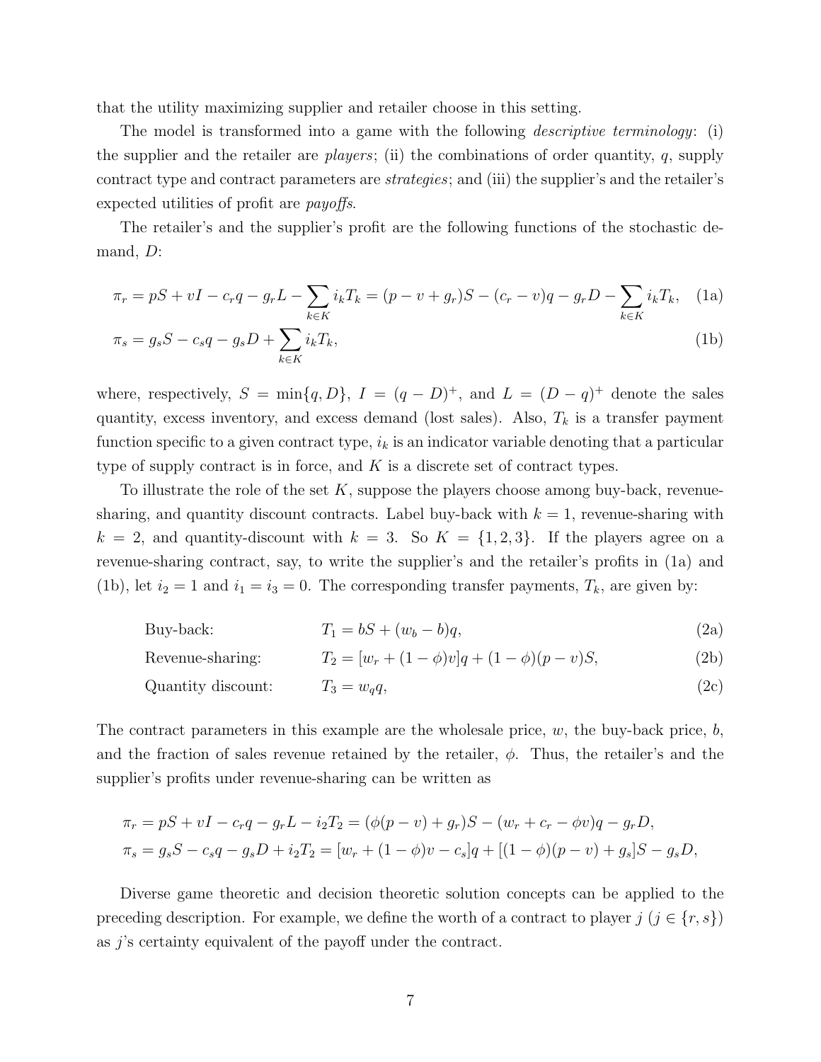that the utility maximizing supplier and retailer choose in this setting.

The model is transformed into a game with the following *descriptive terminology*: (i) the supplier and the retailer are *players*; (ii) the combinations of order quantity, $q$, supply contract type and contract parameters are *strategies*; and (iii) the supplier's and the retailer's expected utilities of profit are *payoffs*.

The retailer's and the supplier's profit are the following functions of the stochastic demand, $D$:

$$\pi_r = pS + vI - c_r q - g_r L - \sum_{k \in K} i_k T_k = (p - v + g_r)S - (c_r - v)q - g_r D - \sum_{k \in K} i_k T_k, \quad \text{(1a)}$$

$$\pi_s = g_s S - c_s q - g_s D + \sum_{k \in K} i_k T_k, \quad \text{(1b)}$$

where, respectively, $S = \min\{q, D\}$, $I = (q - D)^+$, and $L = (D - q)^+$ denote the sales quantity, excess inventory, and excess demand (lost sales). Also, $T_k$ is a transfer payment function specific to a given contract type, $i_k$ is an indicator variable denoting that a particular type of supply contract is in force, and $K$ is a discrete set of contract types.

To illustrate the role of the set $K$, suppose the players choose among buy-back, revenue-sharing, and quantity discount contracts. Label buy-back with $k = 1$, revenue-sharing with $k = 2$, and quantity-discount with $k = 3$. So $K = \{1, 2, 3\}$. If the players agree on a revenue-sharing contract, say, to write the supplier's and the retailer's profits in (1a) and (1b), let $i_2 = 1$ and $i_1 = i_3 = 0$. The corresponding transfer payments, $T_k$, are given by:

Buy-back: $$T_1 = bS + (w_b - b)q, \quad \text{(2a)}$$

Revenue-sharing: $$T_2 = [w_r + (1 - \phi)v]q + (1 - \phi)(p - v)S, \quad \text{(2b)}$$

Quantity discount: $$T_3 = w_q q, \quad \text{(2c)}$$

The contract parameters in this example are the wholesale price, $w$, the buy-back price, $b$, and the fraction of sales revenue retained by the retailer, $\phi$. Thus, the retailer's and the supplier's profits under revenue-sharing can be written as

$$\pi_r = pS + vI - c_r q - g_r L - i_2 T_2 = (\phi(p - v) + g_r)S - (w_r + c_r - \phi v)q - g_r D,$$

$$\pi_s = g_s S - c_s q - g_s D + i_2 T_2 = [w_r + (1 - \phi)v - c_s]q + [(1 - \phi)(p - v) + g_s]S - g_s D,$$

Diverse game theoretic and decision theoretic solution concepts can be applied to the preceding description. For example, we define the worth of a contract to player $j$ ($j \in \{r, s\}$) as $j$'s certainty equivalent of the payoff under the contract.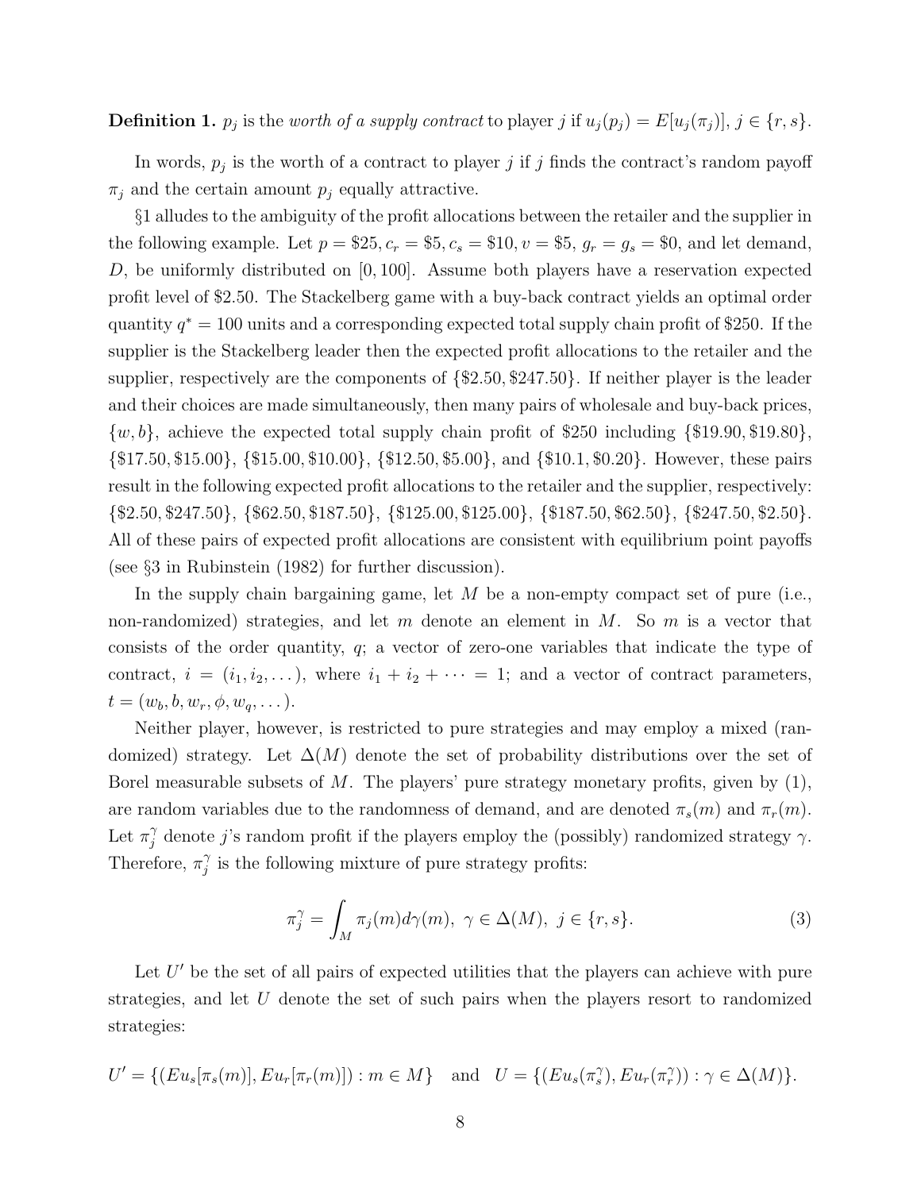**Definition 1.** $p_j$ is the *worth of a supply contract* to player $j$ if $u_j(p_j) = E[u_j(\pi_j)]$, $j \in \{r, s\}$.

In words, $p_j$ is the worth of a contract to player $j$ if $j$ finds the contract's random payoff $\pi_j$ and the certain amount $p_j$ equally attractive.

§1 alludes to the ambiguity of the profit allocations between the retailer and the supplier in the following example. Let $p = \$25, c_r = \$5, c_s = \$10, v = \$5, g_r = g_s = \$0$, and let demand, $D$, be uniformly distributed on $[0, 100]$. Assume both players have a reservation expected profit level of \$2.50. The Stackelberg game with a buy-back contract yields an optimal order quantity $q^* = 100$ units and a corresponding expected total supply chain profit of \$250. If the supplier is the Stackelberg leader then the expected profit allocations to the retailer and the supplier, respectively are the components of $\{\$2.50, \$247.50\}$. If neither player is the leader and their choices are made simultaneously, then many pairs of wholesale and buy-back prices, $\{w, b\}$, achieve the expected total supply chain profit of \$250 including $\{\$19.90, \$19.80\}$, $\{\$17.50, \$15.00\}$, $\{\$15.00, \$10.00\}$, $\{\$12.50, \$5.00\}$, and $\{\$10.1, \$0.20\}$. However, these pairs result in the following expected profit allocations to the retailer and the supplier, respectively: $\{\$2.50, \$247.50\}$, $\{\$62.50, \$187.50\}$, $\{\$125.00, \$125.00\}$, $\{\$187.50, \$62.50\}$, $\{\$247.50, \$2.50\}$. All of these pairs of expected profit allocations are consistent with equilibrium point payoffs (see §3 in Rubinstein (1982) for further discussion).

In the supply chain bargaining game, let $M$ be a non-empty compact set of pure (i.e., non-randomized) strategies, and let $m$ denote an element in $M$. So $m$ is a vector that consists of the order quantity, $q$; a vector of zero-one variables that indicate the type of contract, $i = (i_1, i_2, \dots)$, where $i_1 + i_2 + \dots = 1$; and a vector of contract parameters, $t = (w_b, b, w_r, \phi, w_q, \dots)$.

Neither player, however, is restricted to pure strategies and may employ a mixed (randomized) strategy. Let $\Delta(M)$ denote the set of probability distributions over the set of Borel measurable subsets of $M$. The players' pure strategy monetary profits, given by (1), are random variables due to the randomness of demand, and are denoted $\pi_s(m)$ and $\pi_r(m)$. Let $\pi_j^\gamma$ denote $j$'s random profit if the players employ the (possibly) randomized strategy $\gamma$. Therefore, $\pi_j^\gamma$ is the following mixture of pure strategy profits:

$$\pi_j^\gamma = \int_M \pi_j(m) d\gamma(m), \ \gamma \in \Delta(M), \ j \in \{r, s\}. \tag{3}$$

Let $U'$ be the set of all pairs of expected utilities that the players can achieve with pure strategies, and let $U$ denote the set of such pairs when the players resort to randomized strategies:

$$U' = \{(Eu_s[\pi_s(m)], Eu_r[\pi_r(m)]) : m \in M\} \quad \text{and} \quad U = \{(Eu_s(\pi_s^\gamma), Eu_r(\pi_r^\gamma)) : \gamma \in \Delta(M)\}.$$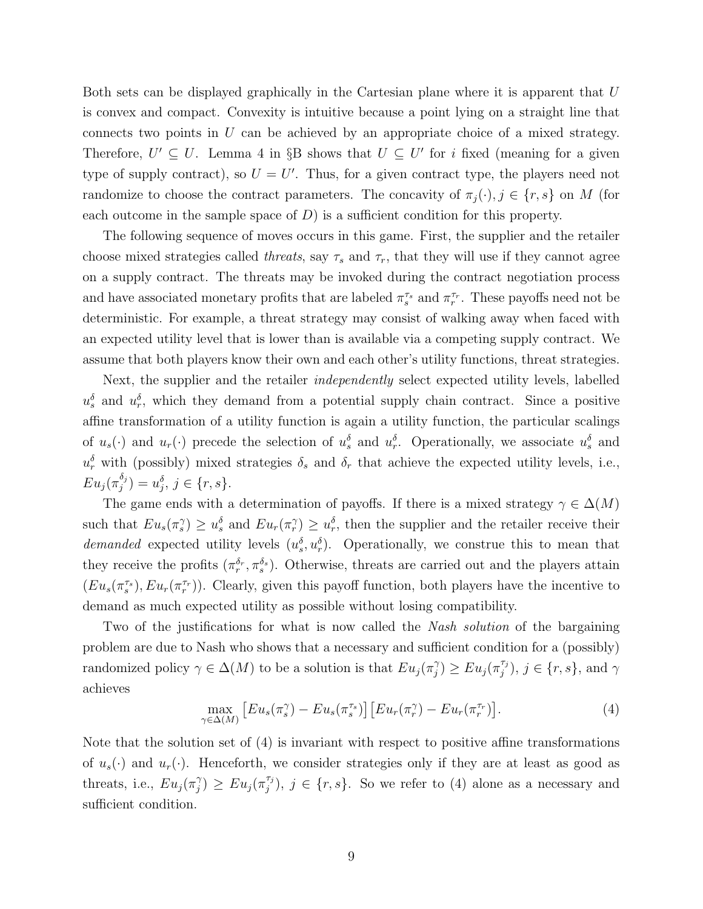Both sets can be displayed graphically in the Cartesian plane where it is apparent that $U$ is convex and compact. Convexity is intuitive because a point lying on a straight line that connects two points in $U$ can be achieved by an appropriate choice of a mixed strategy. Therefore, $U' \subseteq U$. Lemma 4 in §B shows that $U \subseteq U'$ for $i$ fixed (meaning for a given type of supply contract), so $U = U'$. Thus, for a given contract type, the players need not randomize to choose the contract parameters. The concavity of $\pi_j(\cdot), j \in \{r, s\}$ on $M$ (for each outcome in the sample space of $D$) is a sufficient condition for this property.

The following sequence of moves occurs in this game. First, the supplier and the retailer choose mixed strategies called *threats*, say $\tau_s$ and $\tau_r$, that they will use if they cannot agree on a supply contract. The threats may be invoked during the contract negotiation process and have associated monetary profits that are labeled $\pi_s^{\tau_s}$ and $\pi_r^{\tau_r}$. These payoffs need not be deterministic. For example, a threat strategy may consist of walking away when faced with an expected utility level that is lower than is available via a competing supply contract. We assume that both players know their own and each other's utility functions, threat strategies.

Next, the supplier and the retailer *independently* select expected utility levels, labelled $u_s^\delta$ and $u_r^\delta$, which they demand from a potential supply chain contract. Since a positive affine transformation of a utility function is again a utility function, the particular scalings of $u_s(\cdot)$ and $u_r(\cdot)$ precede the selection of $u_s^\delta$ and $u_r^\delta$. Operationally, we associate $u_s^\delta$ and $u_r^\delta$ with (possibly) mixed strategies $\delta_s$ and $\delta_r$ that achieve the expected utility levels, i.e., $Eu_j(\pi_j^{\delta_j}) = u_j^\delta$, $j \in \{r, s\}$.

The game ends with a determination of payoffs. If there is a mixed strategy $\gamma \in \Delta(M)$ such that $Eu_s(\pi_s^\gamma) \geq u_s^\delta$ and $Eu_r(\pi_r^\gamma) \geq u_r^\delta$, then the supplier and the retailer receive their *demanded* expected utility levels $(u_s^\delta, u_r^\delta)$. Operationally, we construe this to mean that they receive the profits $(\pi_r^{\delta_r}, \pi_s^{\delta_s})$. Otherwise, threats are carried out and the players attain $(Eu_s(\pi_s^{\tau_s}), Eu_r(\pi_r^{\tau_r}))$. Clearly, given this payoff function, both players have the incentive to demand as much expected utility as possible without losing compatibility.

Two of the justifications for what is now called the *Nash solution* of the bargaining problem are due to Nash who shows that a necessary and sufficient condition for a (possibly) randomized policy $\gamma \in \Delta(M)$ to be a solution is that $Eu_j(\pi_j^\gamma) \geq Eu_j(\pi_j^{\tau_j})$, $j \in \{r, s\}$, and $\gamma$ achieves

$$\max_{\gamma \in \Delta(M)} \left[Eu_s(\pi_s^\gamma) - Eu_s(\pi_s^{\tau_s})\right]\left[Eu_r(\pi_r^\gamma) - Eu_r(\pi_r^{\tau_r})\right]. \tag{4}$$

Note that the solution set of (4) is invariant with respect to positive affine transformations of $u_s(\cdot)$ and $u_r(\cdot)$. Henceforth, we consider strategies only if they are at least as good as threats, i.e., $Eu_j(\pi_j^\gamma) \geq Eu_j(\pi_j^{\tau_j})$, $j \in \{r, s\}$. So we refer to (4) alone as a necessary and sufficient condition.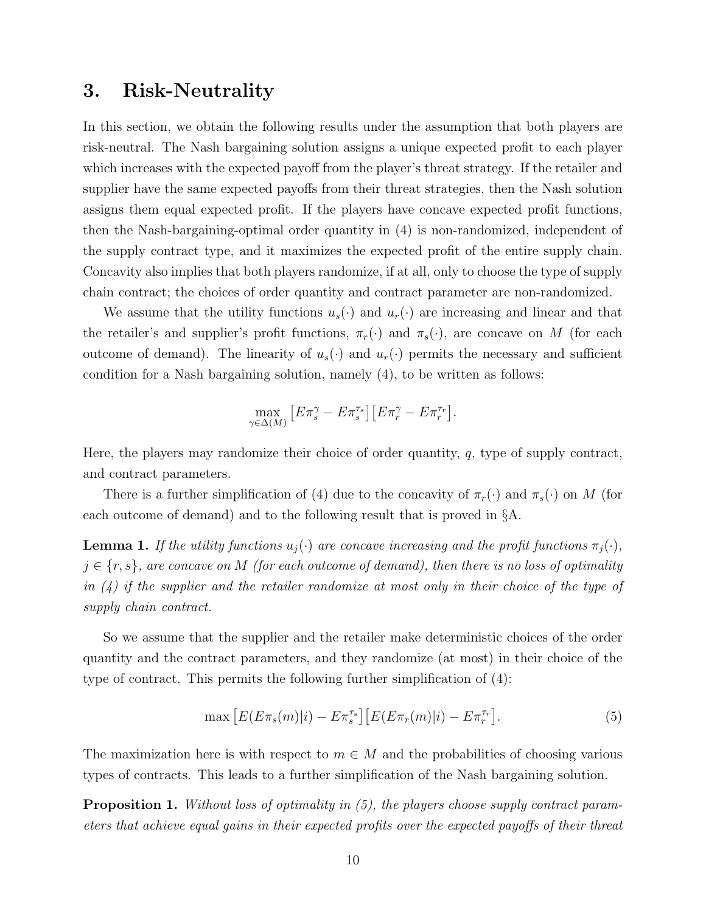## 3. Risk-Neutrality

In this section, we obtain the following results under the assumption that both players are risk-neutral. The Nash bargaining solution assigns a unique expected profit to each player which increases with the expected payoff from the player's threat strategy. If the retailer and supplier have the same expected payoffs from their threat strategies, then the Nash solution assigns them equal expected profit. If the players have concave expected profit functions, then the Nash-bargaining-optimal order quantity in (4) is non-randomized, independent of the supply contract type, and it maximizes the expected profit of the entire supply chain. Concavity also implies that both players randomize, if at all, only to choose the type of supply chain contract; the choices of order quantity and contract parameter are non-randomized.

We assume that the utility functions $u_s(\cdot)$ and $u_r(\cdot)$ are increasing and linear and that the retailer's and supplier's profit functions, $\pi_r(\cdot)$ and $\pi_s(\cdot)$, are concave on $M$ (for each outcome of demand). The linearity of $u_s(\cdot)$ and $u_r(\cdot)$ permits the necessary and sufficient condition for a Nash bargaining solution, namely (4), to be written as follows:

$$\max_{\gamma \in \Delta(M)} \left[E\pi_s^{\gamma} - E\pi_s^{\tau_s}\right]\left[E\pi_r^{\gamma} - E\pi_r^{\tau_r}\right].$$

Here, the players may randomize their choice of order quantity, $q$, type of supply contract, and contract parameters.

There is a further simplification of (4) due to the concavity of $\pi_r(\cdot)$ and $\pi_s(\cdot)$ on $M$ (for each outcome of demand) and to the following result that is proved in §A.

**Lemma 1.** *If the utility functions $u_j(\cdot)$ are concave increasing and the profit functions $\pi_j(\cdot)$, $j \in \{r, s\}$, are concave on $M$ (for each outcome of demand), then there is no loss of optimality in (4) if the supplier and the retailer randomize at most only in their choice of the type of supply chain contract.*

So we assume that the supplier and the retailer make deterministic choices of the order quantity and the contract parameters, and they randomize (at most) in their choice of the type of contract. This permits the following further simplification of (4):

$$\max \left[E(E\pi_s(m)|i) - E\pi_s^{\tau_s}\right]\left[E(E\pi_r(m)|i) - E\pi_r^{\tau_r}\right]. \tag{5}$$

The maximization here is with respect to $m \in M$ and the probabilities of choosing various types of contracts. This leads to a further simplification of the Nash bargaining solution.

**Proposition 1.** *Without loss of optimality in (5), the players choose supply contract parameters that achieve equal gains in their expected profits over the expected payoffs of their threat*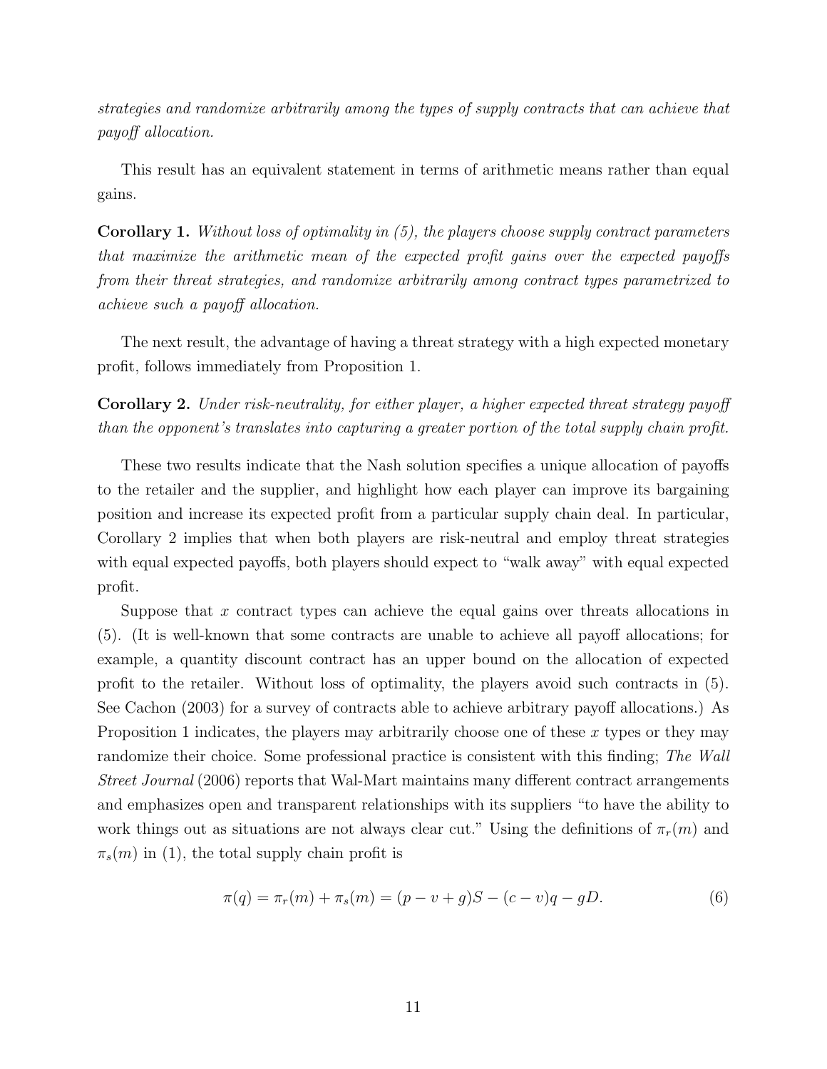*strategies and randomize arbitrarily among the types of supply contracts that can achieve that payoff allocation.*

This result has an equivalent statement in terms of arithmetic means rather than equal gains.

**Corollary 1.** *Without loss of optimality in (5), the players choose supply contract parameters that maximize the arithmetic mean of the expected profit gains over the expected payoffs from their threat strategies, and randomize arbitrarily among contract types parametrized to achieve such a payoff allocation.*

The next result, the advantage of having a threat strategy with a high expected monetary profit, follows immediately from Proposition 1.

**Corollary 2.** *Under risk-neutrality, for either player, a higher expected threat strategy payoff than the opponent's translates into capturing a greater portion of the total supply chain profit.*

These two results indicate that the Nash solution specifies a unique allocation of payoffs to the retailer and the supplier, and highlight how each player can improve its bargaining position and increase its expected profit from a particular supply chain deal. In particular, Corollary 2 implies that when both players are risk-neutral and employ threat strategies with equal expected payoffs, both players should expect to "walk away" with equal expected profit.

Suppose that $x$ contract types can achieve the equal gains over threats allocations in (5). (It is well-known that some contracts are unable to achieve all payoff allocations; for example, a quantity discount contract has an upper bound on the allocation of expected profit to the retailer. Without loss of optimality, the players avoid such contracts in (5). See Cachon (2003) for a survey of contracts able to achieve arbitrary payoff allocations.) As Proposition 1 indicates, the players may arbitrarily choose one of these $x$ types or they may randomize their choice. Some professional practice is consistent with this finding; *The Wall Street Journal* (2006) reports that Wal-Mart maintains many different contract arrangements and emphasizes open and transparent relationships with its suppliers "to have the ability to work things out as situations are not always clear cut." Using the definitions of $\pi_r(m)$ and $\pi_s(m)$ in (1), the total supply chain profit is

$$\pi(q) = \pi_r(m) + \pi_s(m) = (p - v + g)S - (c - v)q - gD. \tag{6}$$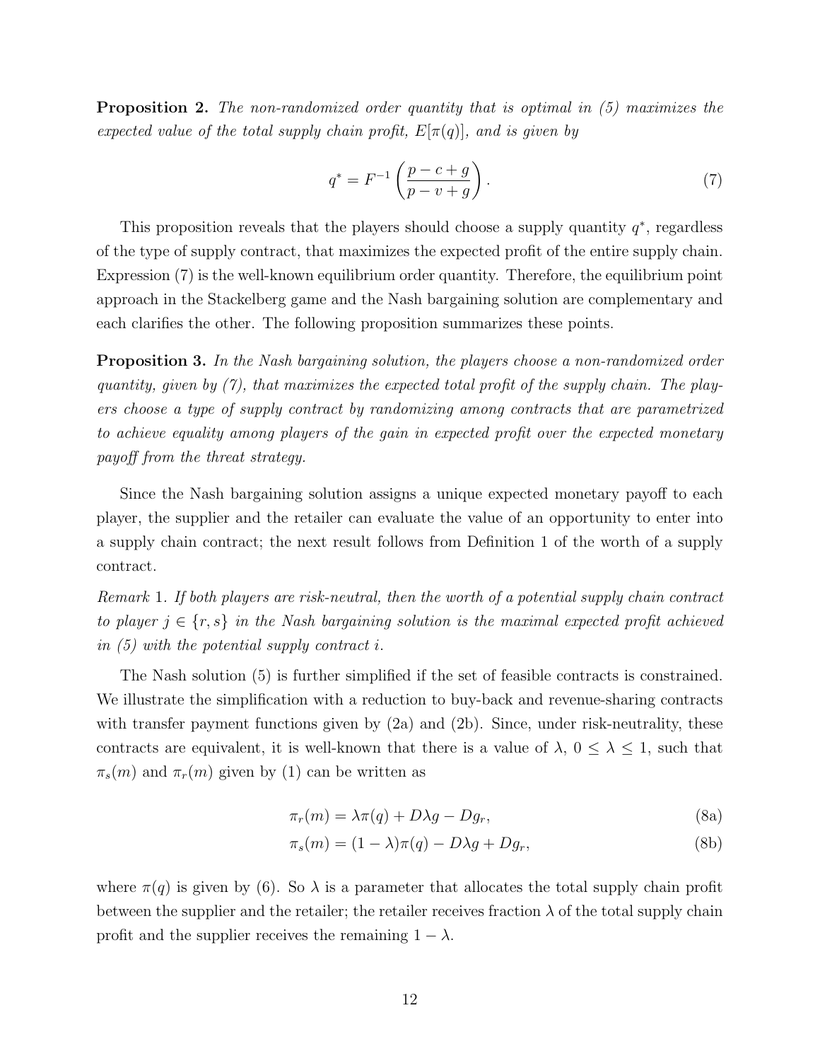**Proposition 2.** *The non-randomized order quantity that is optimal in (5) maximizes the expected value of the total supply chain profit, $E[\pi(q)]$, and is given by*

$$q^* = F^{-1}\left(\frac{p-c+g}{p-v+g}\right). \tag{7}$$

This proposition reveals that the players should choose a supply quantity $q^*$, regardless of the type of supply contract, that maximizes the expected profit of the entire supply chain. Expression (7) is the well-known equilibrium order quantity. Therefore, the equilibrium point approach in the Stackelberg game and the Nash bargaining solution are complementary and each clarifies the other. The following proposition summarizes these points.

**Proposition 3.** *In the Nash bargaining solution, the players choose a non-randomized order quantity, given by (7), that maximizes the expected total profit of the supply chain. The players choose a type of supply contract by randomizing among contracts that are parametrized to achieve equality among players of the gain in expected profit over the expected monetary payoff from the threat strategy.*

Since the Nash bargaining solution assigns a unique expected monetary payoff to each player, the supplier and the retailer can evaluate the value of an opportunity to enter into a supply chain contract; the next result follows from Definition 1 of the worth of a supply contract.

*Remark* 1. *If both players are risk-neutral, then the worth of a potential supply chain contract to player $j \in \{r, s\}$ in the Nash bargaining solution is the maximal expected profit achieved in (5) with the potential supply contract $i$.*

The Nash solution (5) is further simplified if the set of feasible contracts is constrained. We illustrate the simplification with a reduction to buy-back and revenue-sharing contracts with transfer payment functions given by (2a) and (2b). Since, under risk-neutrality, these contracts are equivalent, it is well-known that there is a value of $\lambda$, $0 \leq \lambda \leq 1$, such that $\pi_s(m)$ and $\pi_r(m)$ given by (1) can be written as

$$\pi_r(m) = \lambda\pi(q) + D\lambda g - Dg_r, \tag{8a}$$

$$\pi_s(m) = (1-\lambda)\pi(q) - D\lambda g + Dg_r, \tag{8b}$$

where $\pi(q)$ is given by (6). So $\lambda$ is a parameter that allocates the total supply chain profit between the supplier and the retailer; the retailer receives fraction $\lambda$ of the total supply chain profit and the supplier receives the remaining $1 - \lambda$.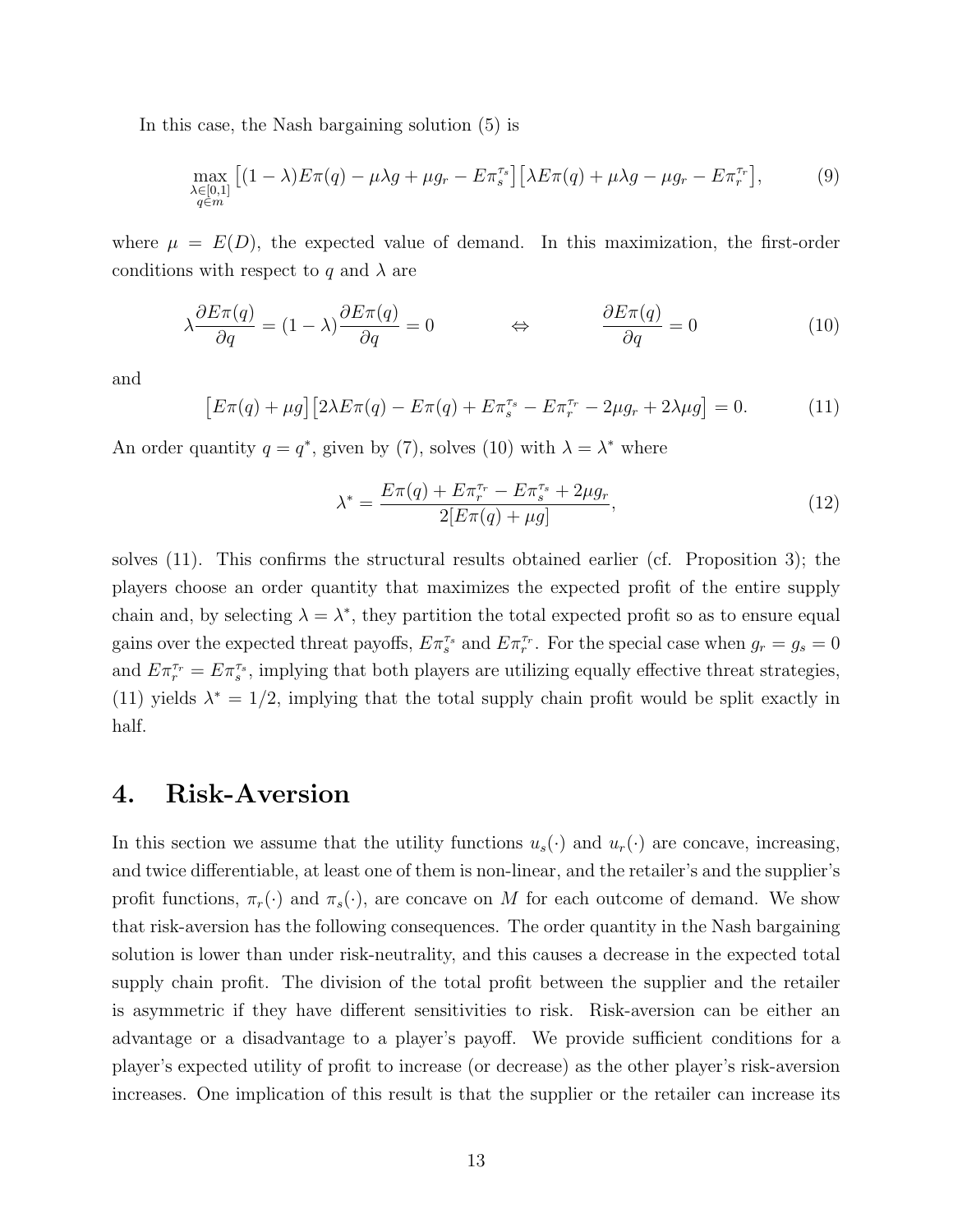In this case, the Nash bargaining solution (5) is

$$\max_{\substack{\lambda \in [0,1] \\ q \in m}} \left[(1-\lambda)E\pi(q) - \mu\lambda g + \mu g_r - E\pi_s^{\tau_s}\right]\left[\lambda E\pi(q) + \mu\lambda g - \mu g_r - E\pi_r^{\tau_r}\right], \tag{9}$$

where $\mu = E(D)$, the expected value of demand. In this maximization, the first-order conditions with respect to $q$ and $\lambda$ are

$$\lambda \frac{\partial E\pi(q)}{\partial q} = (1-\lambda)\frac{\partial E\pi(q)}{\partial q} = 0 \qquad \Leftrightarrow \qquad \frac{\partial E\pi(q)}{\partial q} = 0 \tag{10}$$

and

$$\left[E\pi(q) + \mu g\right]\left[2\lambda E\pi(q) - E\pi(q) + E\pi_s^{\tau_s} - E\pi_r^{\tau_r} - 2\mu g_r + 2\lambda\mu g\right] = 0. \tag{11}$$

An order quantity $q = q^*$, given by (7), solves (10) with $\lambda = \lambda^*$ where

$$\lambda^* = \frac{E\pi(q) + E\pi_r^{\tau_r} - E\pi_s^{\tau_s} + 2\mu g_r}{2[E\pi(q) + \mu g]}, \tag{12}$$

solves (11). This confirms the structural results obtained earlier (cf. Proposition 3); the players choose an order quantity that maximizes the expected profit of the entire supply chain and, by selecting $\lambda = \lambda^*$, they partition the total expected profit so as to ensure equal gains over the expected threat payoffs, $E\pi_s^{\tau_s}$ and $E\pi_r^{\tau_r}$. For the special case when $g_r = g_s = 0$ and $E\pi_r^{\tau_r} = E\pi_s^{\tau_s}$, implying that both players are utilizing equally effective threat strategies, (11) yields $\lambda^* = 1/2$, implying that the total supply chain profit would be split exactly in half.

# 4. Risk-Aversion

In this section we assume that the utility functions $u_s(\cdot)$ and $u_r(\cdot)$ are concave, increasing, and twice differentiable, at least one of them is non-linear, and the retailer's and the supplier's profit functions, $\pi_r(\cdot)$ and $\pi_s(\cdot)$, are concave on $M$ for each outcome of demand. We show that risk-aversion has the following consequences. The order quantity in the Nash bargaining solution is lower than under risk-neutrality, and this causes a decrease in the expected total supply chain profit. The division of the total profit between the supplier and the retailer is asymmetric if they have different sensitivities to risk. Risk-aversion can be either an advantage or a disadvantage to a player's payoff. We provide sufficient conditions for a player's expected utility of profit to increase (or decrease) as the other player's risk-aversion increases. One implication of this result is that the supplier or the retailer can increase its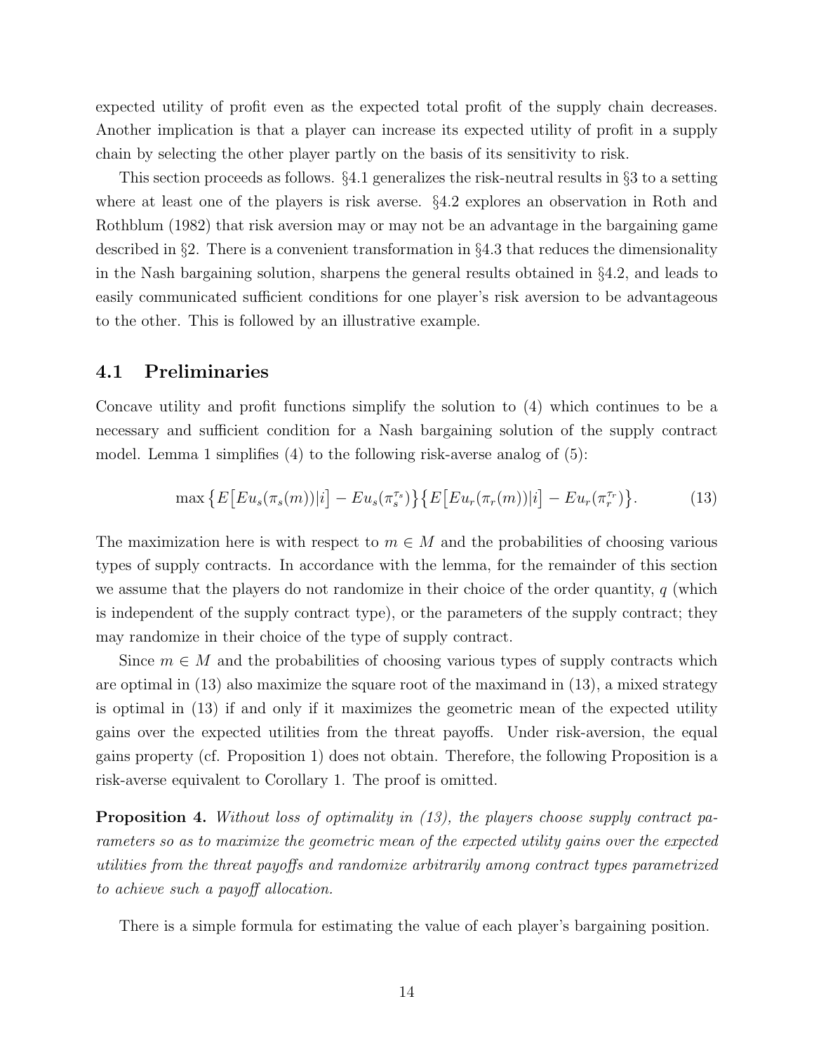expected utility of profit even as the expected total profit of the supply chain decreases. Another implication is that a player can increase its expected utility of profit in a supply chain by selecting the other player partly on the basis of its sensitivity to risk.

This section proceeds as follows. §4.1 generalizes the risk-neutral results in §3 to a setting where at least one of the players is risk averse. §4.2 explores an observation in Roth and Rothblum (1982) that risk aversion may or may not be an advantage in the bargaining game described in §2. There is a convenient transformation in §4.3 that reduces the dimensionality in the Nash bargaining solution, sharpens the general results obtained in §4.2, and leads to easily communicated sufficient conditions for one player's risk aversion to be advantageous to the other. This is followed by an illustrative example.

## 4.1 Preliminaries

Concave utility and profit functions simplify the solution to (4) which continues to be a necessary and sufficient condition for a Nash bargaining solution of the supply contract model. Lemma 1 simplifies (4) to the following risk-averse analog of (5):

$$\max \big\{E\big[Eu_s(\pi_s(m))|i\big] - Eu_s(\pi_s^{\tau_s})\big\}\big\{E\big[Eu_r(\pi_r(m))|i\big] - Eu_r(\pi_r^{\tau_r})\big\}. \tag{13}$$

The maximization here is with respect to $m \in M$ and the probabilities of choosing various types of supply contracts. In accordance with the lemma, for the remainder of this section we assume that the players do not randomize in their choice of the order quantity, $q$ (which is independent of the supply contract type), or the parameters of the supply contract; they may randomize in their choice of the type of supply contract.

Since $m \in M$ and the probabilities of choosing various types of supply contracts which are optimal in (13) also maximize the square root of the maximand in (13), a mixed strategy is optimal in (13) if and only if it maximizes the geometric mean of the expected utility gains over the expected utilities from the threat payoffs. Under risk-aversion, the equal gains property (cf. Proposition 1) does not obtain. Therefore, the following Proposition is a risk-averse equivalent to Corollary 1. The proof is omitted.

**Proposition 4.** *Without loss of optimality in (13), the players choose supply contract parameters so as to maximize the geometric mean of the expected utility gains over the expected utilities from the threat payoffs and randomize arbitrarily among contract types parametrized to achieve such a payoff allocation.*

There is a simple formula for estimating the value of each player's bargaining position.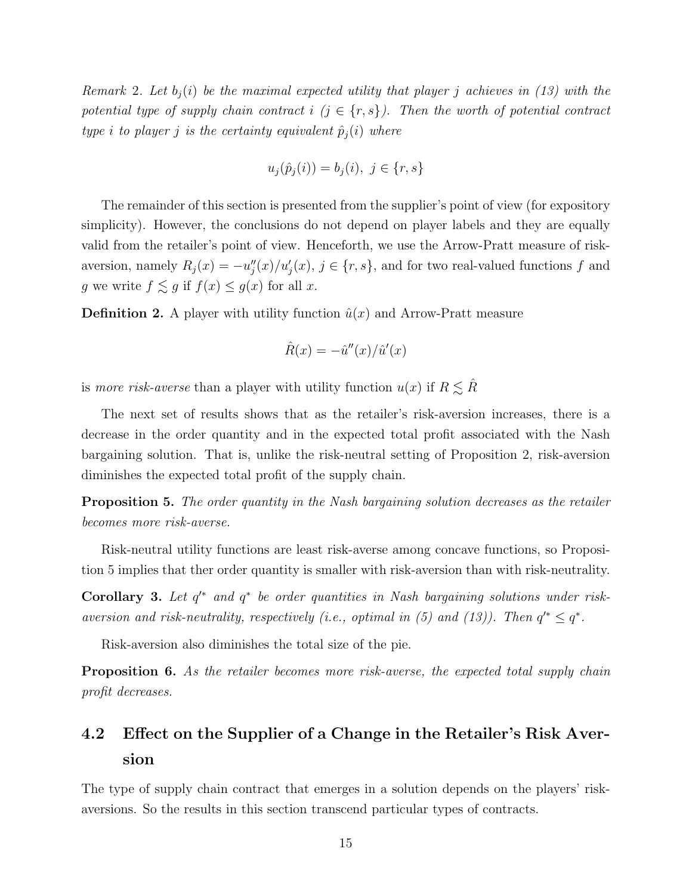*Remark 2. Let $b_j(i)$ be the maximal expected utility that player $j$ achieves in (13) with the potential type of supply chain contract $i$ ($j \in \{r, s\}$). Then the worth of potential contract type $i$ to player $j$ is the certainty equivalent $\hat{p}_j(i)$ where*

$$u_j(\hat{p}_j(i)) = b_j(i),\ j \in \{r, s\}$$

The remainder of this section is presented from the supplier's point of view (for expository simplicity). However, the conclusions do not depend on player labels and they are equally valid from the retailer's point of view. Henceforth, we use the Arrow-Pratt measure of risk-aversion, namely $R_j(x) = -u_j''(x)/u_j'(x)$, $j \in \{r, s\}$, and for two real-valued functions $f$ and $g$ we write $f \lesssim g$ if $f(x) \leq g(x)$ for all $x$.

**Definition 2.** A player with utility function $\hat{u}(x)$ and Arrow-Pratt measure

$$\hat{R}(x) = -\hat{u}''(x)/\hat{u}'(x)$$

is *more risk-averse* than a player with utility function $u(x)$ if $R \lesssim \hat{R}$

The next set of results shows that as the retailer's risk-aversion increases, there is a decrease in the order quantity and in the expected total profit associated with the Nash bargaining solution. That is, unlike the risk-neutral setting of Proposition 2, risk-aversion diminishes the expected total profit of the supply chain.

**Proposition 5.** *The order quantity in the Nash bargaining solution decreases as the retailer becomes more risk-averse.*

Risk-neutral utility functions are least risk-averse among concave functions, so Proposition 5 implies that ther order quantity is smaller with risk-aversion than with risk-neutrality.

**Corollary 3.** *Let $q'^*$ and $q^*$ be order quantities in Nash bargaining solutions under risk-aversion and risk-neutrality, respectively (i.e., optimal in (5) and (13)). Then $q'^* \leq q^*$.*

Risk-aversion also diminishes the total size of the pie.

**Proposition 6.** *As the retailer becomes more risk-averse, the expected total supply chain profit decreases.*

## 4.2 Effect on the Supplier of a Change in the Retailer's Risk Aversion

The type of supply chain contract that emerges in a solution depends on the players' risk-aversions. So the results in this section transcend particular types of contracts.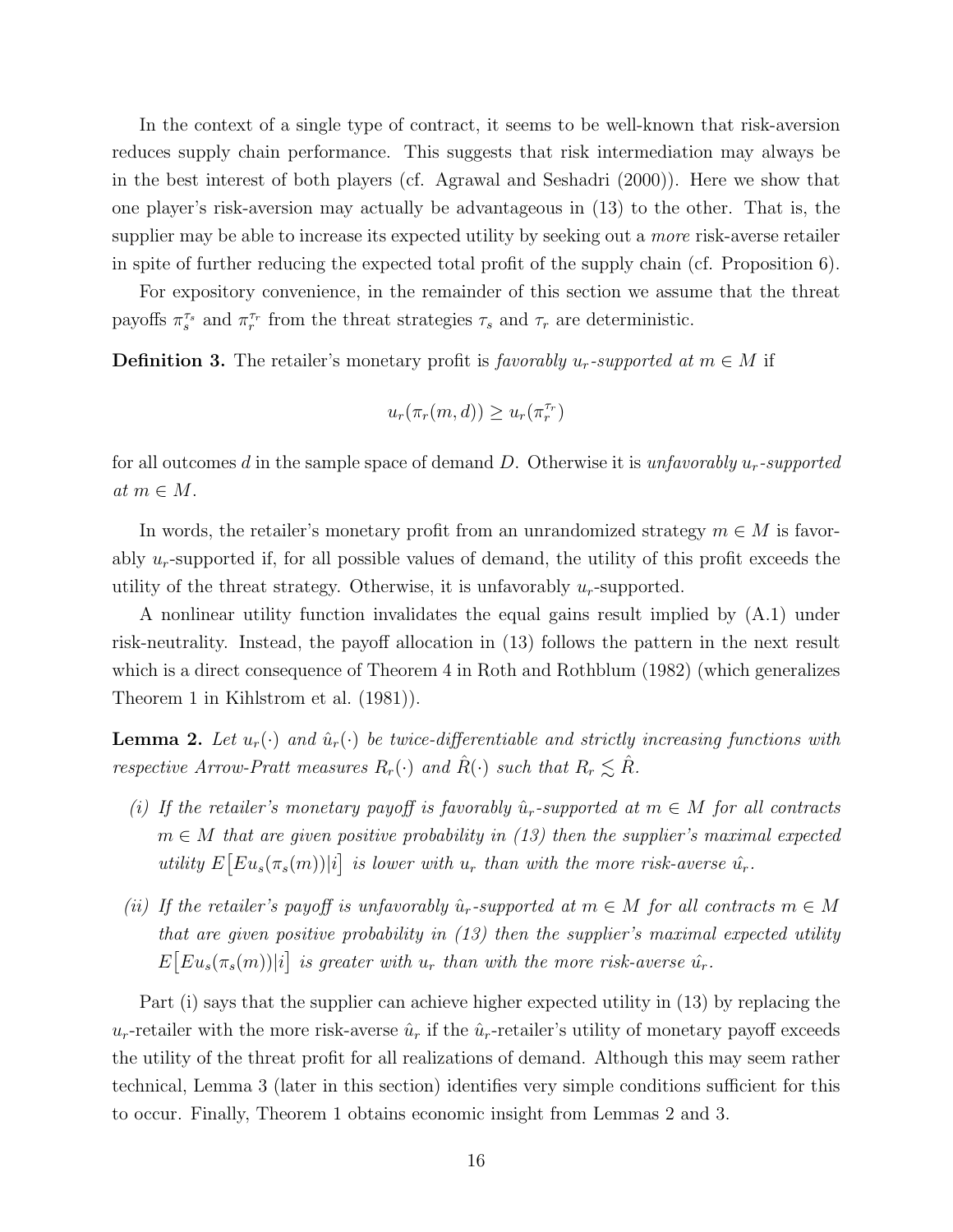In the context of a single type of contract, it seems to be well-known that risk-aversion reduces supply chain performance. This suggests that risk intermediation may always be in the best interest of both players (cf. Agrawal and Seshadri (2000)). Here we show that one player's risk-aversion may actually be advantageous in (13) to the other. That is, the supplier may be able to increase its expected utility by seeking out a *more* risk-averse retailer in spite of further reducing the expected total profit of the supply chain (cf. Proposition 6).

For expository convenience, in the remainder of this section we assume that the threat payoffs $\pi_s^{\tau_s}$ and $\pi_r^{\tau_r}$ from the threat strategies $\tau_s$ and $\tau_r$ are deterministic.

**Definition 3.** The retailer's monetary profit is *favorably $u_r$-supported at $m \in M$* if

$$u_r(\pi_r(m, d)) \geq u_r(\pi_r^{\tau_r})$$

for all outcomes $d$ in the sample space of demand $D$. Otherwise it is *unfavorably $u_r$-supported at $m \in M$*.

In words, the retailer's monetary profit from an unrandomized strategy $m \in M$ is favorably $u_r$-supported if, for all possible values of demand, the utility of this profit exceeds the utility of the threat strategy. Otherwise, it is unfavorably $u_r$-supported.

A nonlinear utility function invalidates the equal gains result implied by (A.1) under risk-neutrality. Instead, the payoff allocation in (13) follows the pattern in the next result which is a direct consequence of Theorem 4 in Roth and Rothblum (1982) (which generalizes Theorem 1 in Kihlstrom et al. (1981)).

**Lemma 2.** *Let $u_r(\cdot)$ and $\hat{u}_r(\cdot)$ be twice-differentiable and strictly increasing functions with respective Arrow-Pratt measures $R_r(\cdot)$ and $\hat{R}(\cdot)$ such that $R_r \lesssim \hat{R}$.*

*(i) If the retailer's monetary payoff is favorably $\hat{u}_r$-supported at $m \in M$ for all contracts $m \in M$ that are given positive probability in (13) then the supplier's maximal expected utility $E\big[Eu_s(\pi_s(m))|i\big]$ is lower with $u_r$ than with the more risk-averse $\hat{u}_r$.*

*(ii) If the retailer's payoff is unfavorably $\hat{u}_r$-supported at $m \in M$ for all contracts $m \in M$ that are given positive probability in (13) then the supplier's maximal expected utility $E\big[Eu_s(\pi_s(m))|i\big]$ is greater with $u_r$ than with the more risk-averse $\hat{u}_r$.*

Part (i) says that the supplier can achieve higher expected utility in (13) by replacing the $u_r$-retailer with the more risk-averse $\hat{u}_r$ if the $\hat{u}_r$-retailer's utility of monetary payoff exceeds the utility of the threat profit for all realizations of demand. Although this may seem rather technical, Lemma 3 (later in this section) identifies very simple conditions sufficient for this to occur. Finally, Theorem 1 obtains economic insight from Lemmas 2 and 3.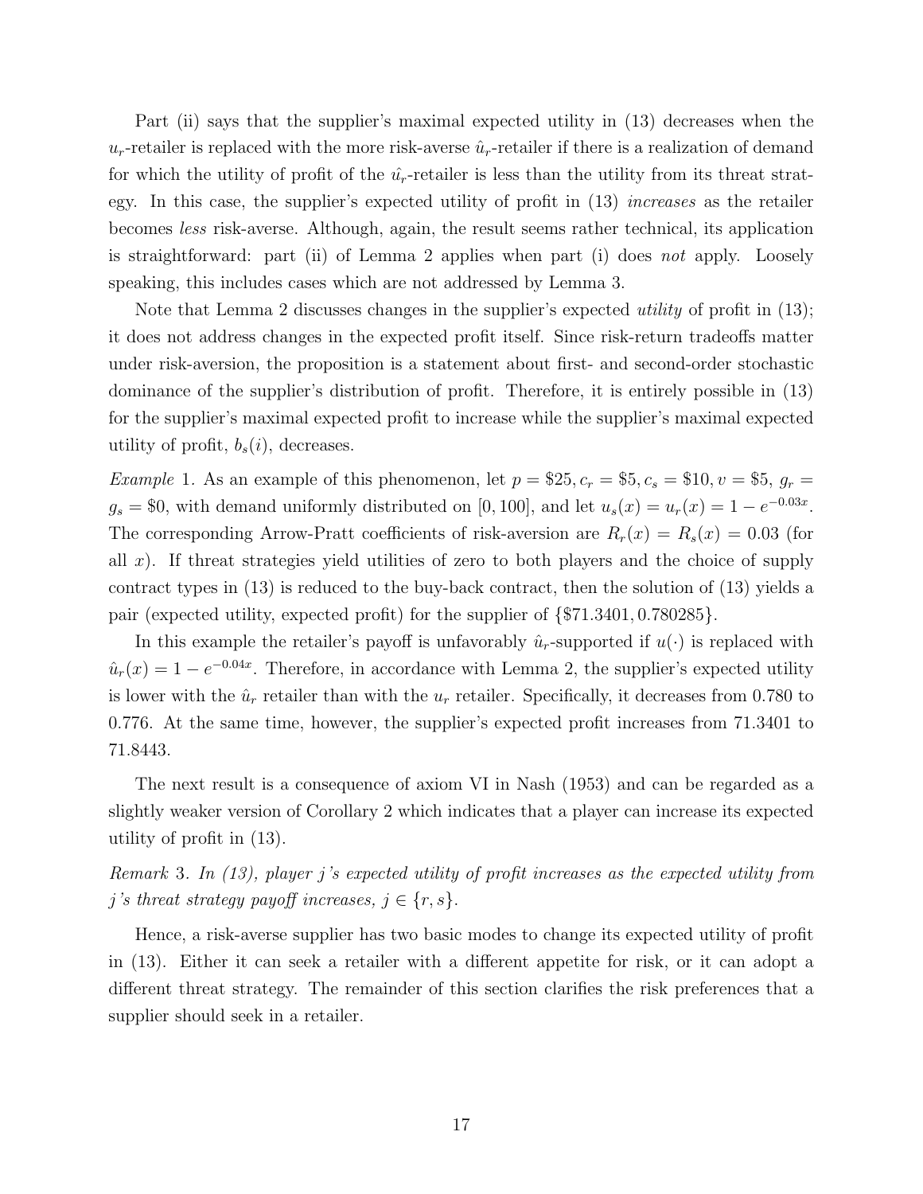Part (ii) says that the supplier's maximal expected utility in (13) decreases when the $u_r$-retailer is replaced with the more risk-averse $\hat{u}_r$-retailer if there is a realization of demand for which the utility of profit of the $\hat{u}_r$-retailer is less than the utility from its threat strategy. In this case, the supplier's expected utility of profit in (13) *increases* as the retailer becomes *less* risk-averse. Although, again, the result seems rather technical, its application is straightforward: part (ii) of Lemma 2 applies when part (i) does *not* apply. Loosely speaking, this includes cases which are not addressed by Lemma 3.

Note that Lemma 2 discusses changes in the supplier's expected *utility* of profit in (13); it does not address changes in the expected profit itself. Since risk-return tradeoffs matter under risk-aversion, the proposition is a statement about first- and second-order stochastic dominance of the supplier's distribution of profit. Therefore, it is entirely possible in (13) for the supplier's maximal expected profit to increase while the supplier's maximal expected utility of profit, $b_s(i)$, decreases.

*Example* 1. As an example of this phenomenon, let $p = \$25, c_r = \$5, c_s = \$10, v = \$5$, $g_r = g_s = \$0$, with demand uniformly distributed on $[0, 100]$, and let $u_s(x) = u_r(x) = 1 - e^{-0.03x}$. The corresponding Arrow-Pratt coefficients of risk-aversion are $R_r(x) = R_s(x) = 0.03$ (for all $x$). If threat strategies yield utilities of zero to both players and the choice of supply contract types in (13) is reduced to the buy-back contract, then the solution of (13) yields a pair (expected utility, expected profit) for the supplier of $\{\$71.3401, 0.780285\}$.

In this example the retailer's payoff is unfavorably $\hat{u}_r$-supported if $u(\cdot)$ is replaced with $\hat{u}_r(x) = 1 - e^{-0.04x}$. Therefore, in accordance with Lemma 2, the supplier's expected utility is lower with the $\hat{u}_r$ retailer than with the $u_r$ retailer. Specifically, it decreases from 0.780 to 0.776. At the same time, however, the supplier's expected profit increases from 71.3401 to 71.8443.

The next result is a consequence of axiom VI in Nash (1953) and can be regarded as a slightly weaker version of Corollary 2 which indicates that a player can increase its expected utility of profit in (13).

*Remark* 3. *In (13), player j's expected utility of profit increases as the expected utility from j's threat strategy payoff increases, $j \in \{r, s\}$.*

Hence, a risk-averse supplier has two basic modes to change its expected utility of profit in (13). Either it can seek a retailer with a different appetite for risk, or it can adopt a different threat strategy. The remainder of this section clarifies the risk preferences that a supplier should seek in a retailer.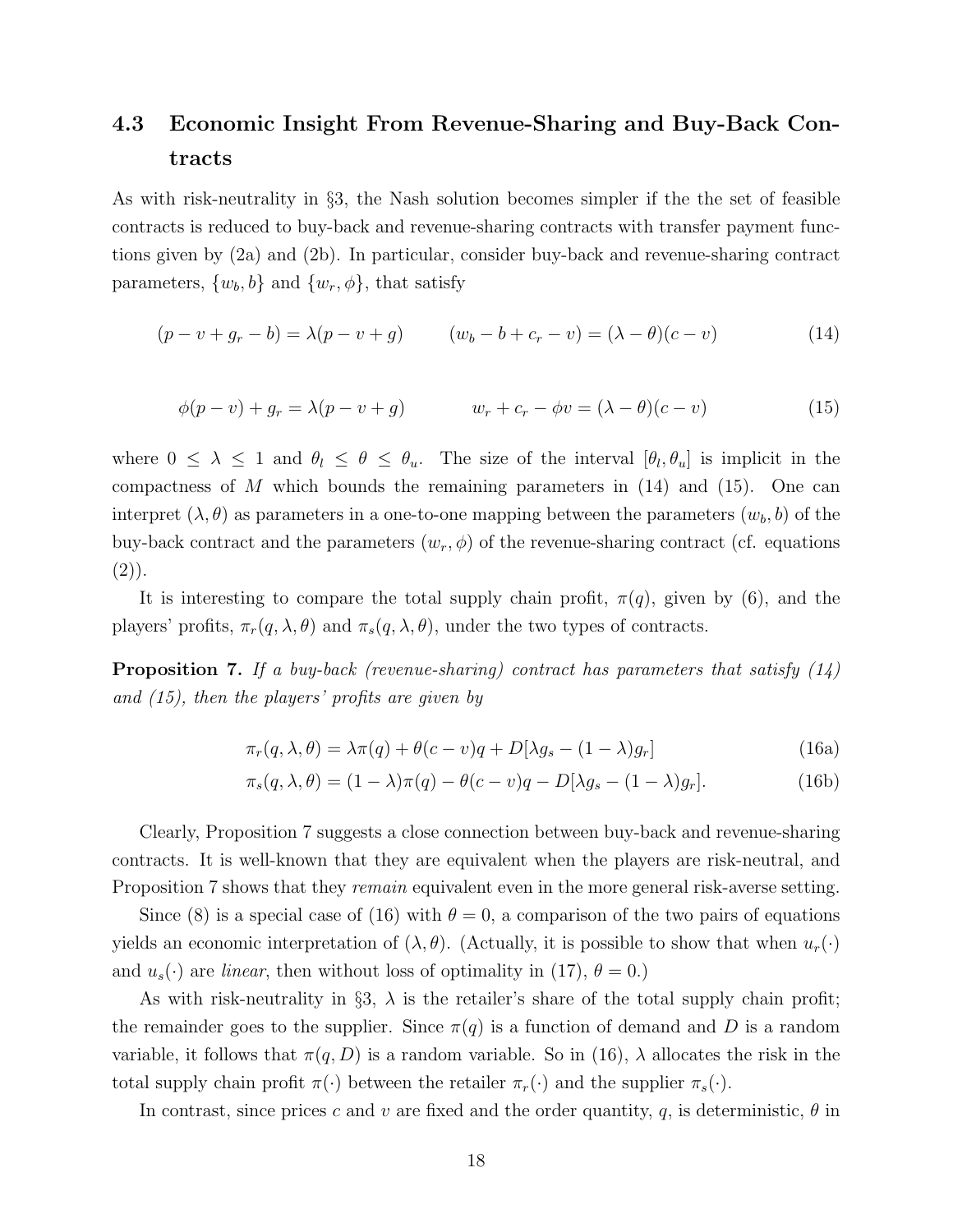### 4.3 Economic Insight From Revenue-Sharing and Buy-Back Contracts

As with risk-neutrality in §3, the Nash solution becomes simpler if the the set of feasible contracts is reduced to buy-back and revenue-sharing contracts with transfer payment functions given by (2a) and (2b). In particular, consider buy-back and revenue-sharing contract parameters, $\{w_b, b\}$ and $\{w_r, \phi\}$, that satisfy

$$(p - v + g_r - b) = \lambda(p - v + g) \qquad (w_b - b + c_r - v) = (\lambda - \theta)(c - v) \tag{14}$$

$$\phi(p - v) + g_r = \lambda(p - v + g) \qquad w_r + c_r - \phi v = (\lambda - \theta)(c - v) \tag{15}$$

where $0 \leq \lambda \leq 1$ and $\theta_l \leq \theta \leq \theta_u$. The size of the interval $[\theta_l, \theta_u]$ is implicit in the compactness of $M$ which bounds the remaining parameters in (14) and (15). One can interpret $(\lambda, \theta)$ as parameters in a one-to-one mapping between the parameters $(w_b, b)$ of the buy-back contract and the parameters $(w_r, \phi)$ of the revenue-sharing contract (cf. equations (2)).

It is interesting to compare the total supply chain profit, $\pi(q)$, given by (6), and the players' profits, $\pi_r(q, \lambda, \theta)$ and $\pi_s(q, \lambda, \theta)$, under the two types of contracts.

**Proposition 7.** *If a buy-back (revenue-sharing) contract has parameters that satisfy (14) and (15), then the players' profits are given by*

$$\pi_r(q, \lambda, \theta) = \lambda\pi(q) + \theta(c - v)q + D[\lambda g_s - (1 - \lambda)g_r] \tag{16a}$$

$$\pi_s(q, \lambda, \theta) = (1 - \lambda)\pi(q) - \theta(c - v)q - D[\lambda g_s - (1 - \lambda)g_r]. \tag{16b}$$

Clearly, Proposition 7 suggests a close connection between buy-back and revenue-sharing contracts. It is well-known that they are equivalent when the players are risk-neutral, and Proposition 7 shows that they *remain* equivalent even in the more general risk-averse setting.

Since (8) is a special case of (16) with $\theta = 0$, a comparison of the two pairs of equations yields an economic interpretation of $(\lambda, \theta)$. (Actually, it is possible to show that when $u_r(\cdot)$ and $u_s(\cdot)$ are *linear*, then without loss of optimality in (17), $\theta = 0$.)

As with risk-neutrality in §3, $\lambda$ is the retailer's share of the total supply chain profit; the remainder goes to the supplier. Since $\pi(q)$ is a function of demand and $D$ is a random variable, it follows that $\pi(q, D)$ is a random variable. So in (16), $\lambda$ allocates the risk in the total supply chain profit $\pi(\cdot)$ between the retailer $\pi_r(\cdot)$ and the supplier $\pi_s(\cdot)$.

In contrast, since prices $c$ and $v$ are fixed and the order quantity, $q$, is deterministic, $\theta$ in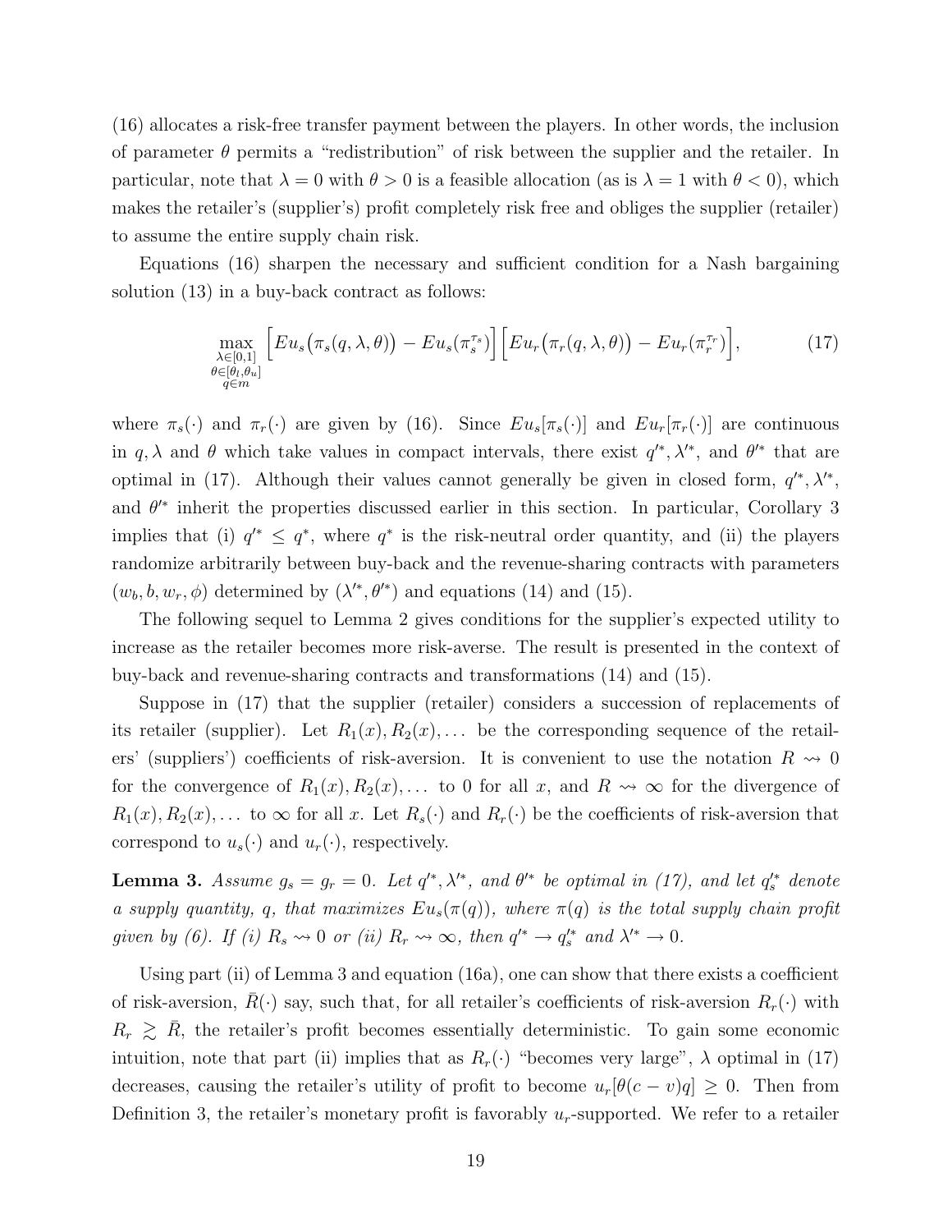(16) allocates a risk-free transfer payment between the players. In other words, the inclusion of parameter $\theta$ permits a "redistribution" of risk between the supplier and the retailer. In particular, note that $\lambda = 0$ with $\theta > 0$ is a feasible allocation (as is $\lambda = 1$ with $\theta < 0$), which makes the retailer's (supplier's) profit completely risk free and obliges the supplier (retailer) to assume the entire supply chain risk.

Equations (16) sharpen the necessary and sufficient condition for a Nash bargaining solution (13) in a buy-back contract as follows:

$$\max_{\substack{\lambda \in [0,1] \\ \theta \in [\theta_l, \theta_u] \\ q \in m}} \Big[ Eu_s\big(\pi_s(q, \lambda, \theta)\big) - Eu_s(\pi_s^{\tau_s}) \Big] \Big[ Eu_r\big(\pi_r(q, \lambda, \theta)\big) - Eu_r(\pi_r^{\tau_r}) \Big], \tag{17}$$

where $\pi_s(\cdot)$ and $\pi_r(\cdot)$ are given by (16). Since $Eu_s[\pi_s(\cdot)]$ and $Eu_r[\pi_r(\cdot)]$ are continuous in $q, \lambda$ and $\theta$ which take values in compact intervals, there exist $q'^*, \lambda'^*$, and $\theta'^*$ that are optimal in (17). Although their values cannot generally be given in closed form, $q'^*, \lambda'^*$, and $\theta'^*$ inherit the properties discussed earlier in this section. In particular, Corollary 3 implies that (i) $q'^* \leq q^*$, where $q^*$ is the risk-neutral order quantity, and (ii) the players randomize arbitrarily between buy-back and the revenue-sharing contracts with parameters $(w_b, b, w_r, \phi)$ determined by $(\lambda'^*, \theta'^*)$ and equations (14) and (15).

The following sequel to Lemma 2 gives conditions for the supplier's expected utility to increase as the retailer becomes more risk-averse. The result is presented in the context of buy-back and revenue-sharing contracts and transformations (14) and (15).

Suppose in (17) that the supplier (retailer) considers a succession of replacements of its retailer (supplier). Let $R_1(x), R_2(x), \ldots$ be the corresponding sequence of the retailers' (suppliers') coefficients of risk-aversion. It is convenient to use the notation $R \rightsquigarrow 0$ for the convergence of $R_1(x), R_2(x), \ldots$ to 0 for all $x$, and $R \rightsquigarrow \infty$ for the divergence of $R_1(x), R_2(x), \ldots$ to $\infty$ for all $x$. Let $R_s(\cdot)$ and $R_r(\cdot)$ be the coefficients of risk-aversion that correspond to $u_s(\cdot)$ and $u_r(\cdot)$, respectively.

**Lemma 3.** *Assume $g_s = g_r = 0$. Let $q'^*, \lambda'^*$, and $\theta'^*$ be optimal in (17), and let $q_s'^*$ denote a supply quantity, $q$, that maximizes $Eu_s(\pi(q))$, where $\pi(q)$ is the total supply chain profit given by (6). If (i) $R_s \rightsquigarrow 0$ or (ii) $R_r \rightsquigarrow \infty$, then $q'^* \to q_s'^*$ and $\lambda'^* \to 0$.*

Using part (ii) of Lemma 3 and equation (16a), one can show that there exists a coefficient of risk-aversion, $\bar{R}(\cdot)$ say, such that, for all retailer's coefficients of risk-aversion $R_r(\cdot)$ with $R_r \gtrsim \bar{R}$, the retailer's profit becomes essentially deterministic. To gain some economic intuition, note that part (ii) implies that as $R_r(\cdot)$ "becomes very large", $\lambda$ optimal in (17) decreases, causing the retailer's utility of profit to become $u_r[\theta(c - v)q] \geq 0$. Then from Definition 3, the retailer's monetary profit is favorably $u_r$-supported. We refer to a retailer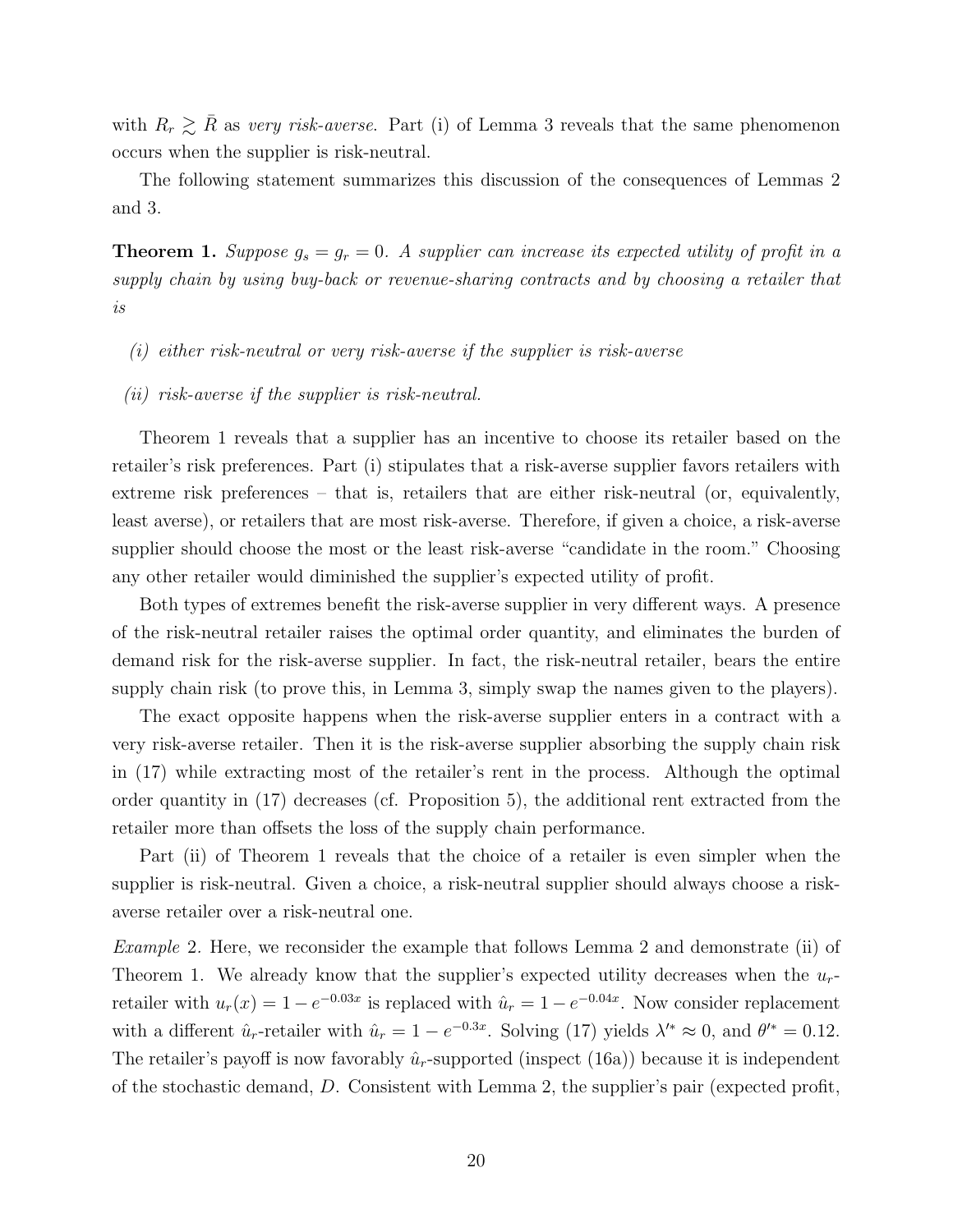with $R_r \gtrsim \bar{R}$ as *very risk-averse*. Part (i) of Lemma 3 reveals that the same phenomenon occurs when the supplier is risk-neutral.

The following statement summarizes this discussion of the consequences of Lemmas 2 and 3.

**Theorem 1.** *Suppose $g_s = g_r = 0$. A supplier can increase its expected utility of profit in a supply chain by using buy-back or revenue-sharing contracts and by choosing a retailer that is*

*(i) either risk-neutral or very risk-averse if the supplier is risk-averse*

*(ii) risk-averse if the supplier is risk-neutral.*

Theorem 1 reveals that a supplier has an incentive to choose its retailer based on the retailer's risk preferences. Part (i) stipulates that a risk-averse supplier favors retailers with extreme risk preferences – that is, retailers that are either risk-neutral (or, equivalently, least averse), or retailers that are most risk-averse. Therefore, if given a choice, a risk-averse supplier should choose the most or the least risk-averse "candidate in the room." Choosing any other retailer would diminished the supplier's expected utility of profit.

Both types of extremes benefit the risk-averse supplier in very different ways. A presence of the risk-neutral retailer raises the optimal order quantity, and eliminates the burden of demand risk for the risk-averse supplier. In fact, the risk-neutral retailer, bears the entire supply chain risk (to prove this, in Lemma 3, simply swap the names given to the players).

The exact opposite happens when the risk-averse supplier enters in a contract with a very risk-averse retailer. Then it is the risk-averse supplier absorbing the supply chain risk in (17) while extracting most of the retailer's rent in the process. Although the optimal order quantity in (17) decreases (cf. Proposition 5), the additional rent extracted from the retailer more than offsets the loss of the supply chain performance.

Part (ii) of Theorem 1 reveals that the choice of a retailer is even simpler when the supplier is risk-neutral. Given a choice, a risk-neutral supplier should always choose a risk-averse retailer over a risk-neutral one.

*Example* 2. Here, we reconsider the example that follows Lemma 2 and demonstrate (ii) of Theorem 1. We already know that the supplier's expected utility decreases when the $u_r$-retailer with $u_r(x) = 1 - e^{-0.03x}$ is replaced with $\hat{u}_r = 1 - e^{-0.04x}$. Now consider replacement with a different $\hat{u}_r$-retailer with $\hat{u}_r = 1 - e^{-0.3x}$. Solving (17) yields $\lambda'^* \approx 0$, and $\theta'^* = 0.12$. The retailer's payoff is now favorably $\hat{u}_r$-supported (inspect (16a)) because it is independent of the stochastic demand, $D$. Consistent with Lemma 2, the supplier's pair (expected profit,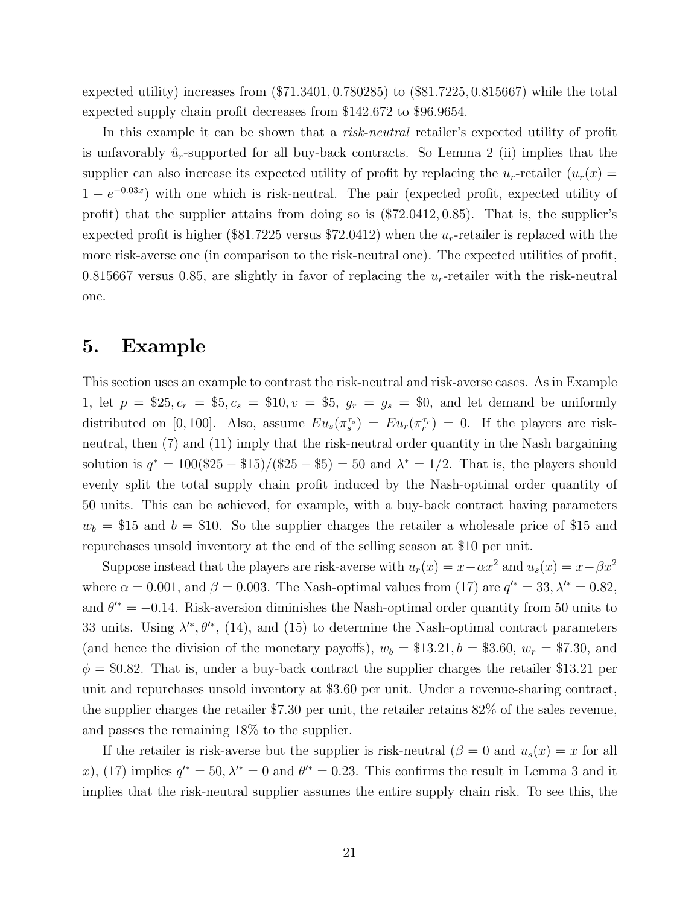expected utility) increases from ($71.3401, 0.780285) to ($81.7225, 0.815667) while the total expected supply chain profit decreases from $142.672 to $96.9654.

In this example it can be shown that a *risk-neutral* retailer's expected utility of profit is unfavorably $\hat{u}_r$-supported for all buy-back contracts. So Lemma 2 (ii) implies that the supplier can also increase its expected utility of profit by replacing the $u_r$-retailer ($u_r(x) = 1 - e^{-0.03x}$) with one which is risk-neutral. The pair (expected profit, expected utility of profit) that the supplier attains from doing so is ($72.0412, 0.85). That is, the supplier's expected profit is higher ($81.7225 versus $72.0412) when the $u_r$-retailer is replaced with the more risk-averse one (in comparison to the risk-neutral one). The expected utilities of profit, 0.815667 versus 0.85, are slightly in favor of replacing the $u_r$-retailer with the risk-neutral one.

## 5. Example

This section uses an example to contrast the risk-neutral and risk-averse cases. As in Example 1, let $p = \$25, c_r = \$5, c_s = \$10, v = \$5$, $g_r = g_s = \$0$, and let demand be uniformly distributed on $[0, 100]$. Also, assume $Eu_s(\pi_s^{\tau_s}) = Eu_r(\pi_r^{\tau_r}) = 0$. If the players are risk-neutral, then (7) and (11) imply that the risk-neutral order quantity in the Nash bargaining solution is $q^* = 100(\$25 - \$15)/(\$25 - \$5) = 50$ and $\lambda^* = 1/2$. That is, the players should evenly split the total supply chain profit induced by the Nash-optimal order quantity of 50 units. This can be achieved, for example, with a buy-back contract having parameters $w_b = \$15$ and $b = \$10$. So the supplier charges the retailer a wholesale price of $15 and repurchases unsold inventory at the end of the selling season at $10 per unit.

Suppose instead that the players are risk-averse with $u_r(x) = x - \alpha x^2$ and $u_s(x) = x - \beta x^2$ where $\alpha = 0.001$, and $\beta = 0.003$. The Nash-optimal values from (17) are $q'^* = 33, \lambda'^* = 0.82$, and $\theta'^* = -0.14$. Risk-aversion diminishes the Nash-optimal order quantity from 50 units to 33 units. Using $\lambda'^*, \theta'^*$, (14), and (15) to determine the Nash-optimal contract parameters (and hence the division of the monetary payoffs), $w_b = \$13.21, b = \$3.60$, $w_r = \$7.30$, and $\phi = \$0.82$. That is, under a buy-back contract the supplier charges the retailer $13.21 per unit and repurchases unsold inventory at $3.60 per unit. Under a revenue-sharing contract, the supplier charges the retailer $7.30 per unit, the retailer retains 82% of the sales revenue, and passes the remaining 18% to the supplier.

If the retailer is risk-averse but the supplier is risk-neutral ($\beta = 0$ and $u_s(x) = x$ for all $x$), (17) implies $q'^* = 50, \lambda'^* = 0$ and $\theta'^* = 0.23$. This confirms the result in Lemma 3 and it implies that the risk-neutral supplier assumes the entire supply chain risk. To see this, the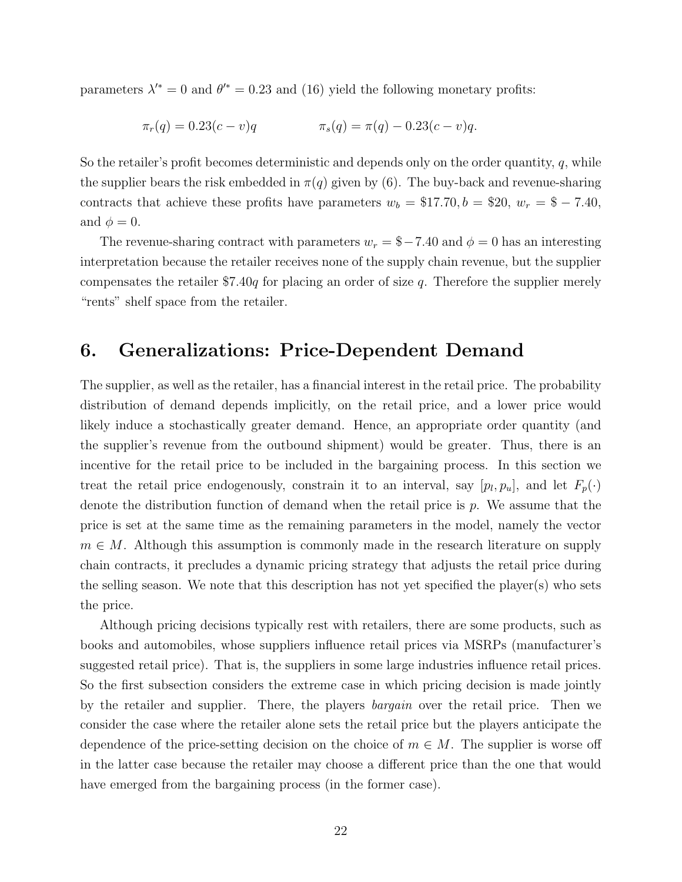parameters $\lambda'^* = 0$ and $\theta'^* = 0.23$ and (16) yield the following monetary profits:

$$\pi_r(q) = 0.23(c - v)q \qquad\qquad \pi_s(q) = \pi(q) - 0.23(c - v)q.$$

So the retailer's profit becomes deterministic and depends only on the order quantity, $q$, while the supplier bears the risk embedded in $\pi(q)$ given by (6). The buy-back and revenue-sharing contracts that achieve these profits have parameters $w_b = \$17.70, b = \$20$, $w_r = \$-7.40$, and $\phi = 0$.

The revenue-sharing contract with parameters $w_r = \$-7.40$ and $\phi = 0$ has an interesting interpretation because the retailer receives none of the supply chain revenue, but the supplier compensates the retailer $\$7.40q$ for placing an order of size $q$. Therefore the supplier merely "rents" shelf space from the retailer.

# 6. Generalizations: Price-Dependent Demand

The supplier, as well as the retailer, has a financial interest in the retail price. The probability distribution of demand depends implicitly, on the retail price, and a lower price would likely induce a stochastically greater demand. Hence, an appropriate order quantity (and the supplier's revenue from the outbound shipment) would be greater. Thus, there is an incentive for the retail price to be included in the bargaining process. In this section we treat the retail price endogenously, constrain it to an interval, say $[p_l, p_u]$, and let $F_p(\cdot)$ denote the distribution function of demand when the retail price is $p$. We assume that the price is set at the same time as the remaining parameters in the model, namely the vector $m \in M$. Although this assumption is commonly made in the research literature on supply chain contracts, it precludes a dynamic pricing strategy that adjusts the retail price during the selling season. We note that this description has not yet specified the player(s) who sets the price.

Although pricing decisions typically rest with retailers, there are some products, such as books and automobiles, whose suppliers influence retail prices via MSRPs (manufacturer's suggested retail price). That is, the suppliers in some large industries influence retail prices. So the first subsection considers the extreme case in which pricing decision is made jointly by the retailer and supplier. There, the players *bargain* over the retail price. Then we consider the case where the retailer alone sets the retail price but the players anticipate the dependence of the price-setting decision on the choice of $m \in M$. The supplier is worse off in the latter case because the retailer may choose a different price than the one that would have emerged from the bargaining process (in the former case).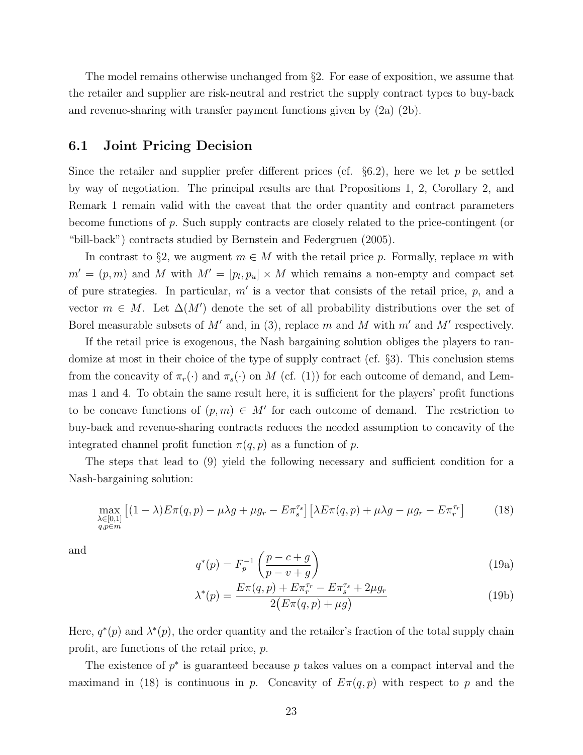The model remains otherwise unchanged from §2. For ease of exposition, we assume that the retailer and supplier are risk-neutral and restrict the supply contract types to buy-back and revenue-sharing with transfer payment functions given by (2a) (2b).

## 6.1 Joint Pricing Decision

Since the retailer and supplier prefer different prices (cf. §6.2), here we let $p$ be settled by way of negotiation. The principal results are that Propositions 1, 2, Corollary 2, and Remark 1 remain valid with the caveat that the order quantity and contract parameters become functions of $p$. Such supply contracts are closely related to the price-contingent (or "bill-back") contracts studied by Bernstein and Federgruen (2005).

In contrast to §2, we augment $m \in M$ with the retail price $p$. Formally, replace $m$ with $m' = (p, m)$ and $M$ with $M' = [p_l, p_u] \times M$ which remains a non-empty and compact set of pure strategies. In particular, $m'$ is a vector that consists of the retail price, $p$, and a vector $m \in M$. Let $\Delta(M')$ denote the set of all probability distributions over the set of Borel measurable subsets of $M'$ and, in (3), replace $m$ and $M$ with $m'$ and $M'$ respectively.

If the retail price is exogenous, the Nash bargaining solution obliges the players to randomize at most in their choice of the type of supply contract (cf. §3). This conclusion stems from the concavity of $\pi_r(\cdot)$ and $\pi_s(\cdot)$ on $M$ (cf. (1)) for each outcome of demand, and Lemmas 1 and 4. To obtain the same result here, it is sufficient for the players' profit functions to be concave functions of $(p, m) \in M'$ for each outcome of demand. The restriction to buy-back and revenue-sharing contracts reduces the needed assumption to concavity of the integrated channel profit function $\pi(q, p)$ as a function of $p$.

The steps that lead to (9) yield the following necessary and sufficient condition for a Nash-bargaining solution:

$$\max_{\substack{\lambda \in [0,1] \\ q, p \in m}} \left[(1-\lambda)E\pi(q,p) - \mu\lambda g + \mu g_r - E\pi_s^{\tau_s}\right]\left[\lambda E\pi(q,p) + \mu\lambda g - \mu g_r - E\pi_r^{\tau_r}\right] \tag{18}$$

and

$$q^*(p) = F_p^{-1}\left(\frac{p - c + g}{p - v + g}\right) \tag{19a}$$

$$\lambda^*(p) = \frac{E\pi(q,p) + E\pi_r^{\tau_r} - E\pi_s^{\tau_s} + 2\mu g_r}{2\big(E\pi(q,p) + \mu g\big)} \tag{19b}$$

Here, $q^*(p)$ and $\lambda^*(p)$, the order quantity and the retailer's fraction of the total supply chain profit, are functions of the retail price, $p$.

The existence of $p^*$ is guaranteed because $p$ takes values on a compact interval and the maximand in (18) is continuous in $p$. Concavity of $E\pi(q, p)$ with respect to $p$ and the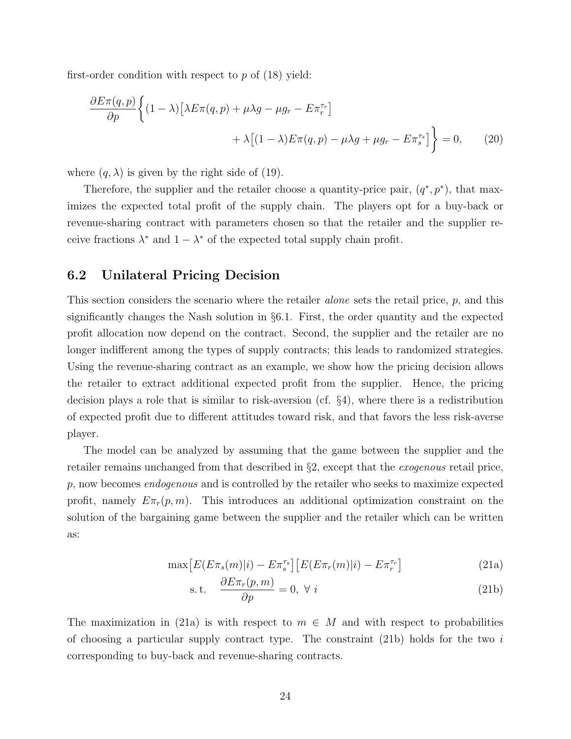first-order condition with respect to $p$ of (18) yield:

$$\frac{\partial E\pi(q,p)}{\partial p}\bigg\{(1-\lambda)\big[\lambda E\pi(q,p)+\mu\lambda g-\mu g_r-E\pi_r^{\tau_r}\big] \\ +\lambda\big[(1-\lambda)E\pi(q,p)-\mu\lambda g+\mu g_r-E\pi_s^{\tau_s}\big]\bigg\}=0, \qquad (20)$$

where $(q,\lambda)$ is given by the right side of (19).

Therefore, the supplier and the retailer choose a quantity-price pair, $(q^*,p^*)$, that maximizes the expected total profit of the supply chain. The players opt for a buy-back or revenue-sharing contract with parameters chosen so that the retailer and the supplier receive fractions $\lambda^*$ and $1-\lambda^*$ of the expected total supply chain profit.

## 6.2 Unilateral Pricing Decision

This section considers the scenario where the retailer *alone* sets the retail price, $p$, and this significantly changes the Nash solution in §6.1. First, the order quantity and the expected profit allocation now depend on the contract. Second, the supplier and the retailer are no longer indifferent among the types of supply contracts; this leads to randomized strategies. Using the revenue-sharing contract as an example, we show how the pricing decision allows the retailer to extract additional expected profit from the supplier. Hence, the pricing decision plays a role that is similar to risk-aversion (cf. §4), where there is a redistribution of expected profit due to different attitudes toward risk, and that favors the less risk-averse player.

The model can be analyzed by assuming that the game between the supplier and the retailer remains unchanged from that described in §2, except that the *exogenous* retail price, $p$, now becomes *endogenous* and is controlled by the retailer who seeks to maximize expected profit, namely $E\pi_r(p,m)$. This introduces an additional optimization constraint on the solution of the bargaining game between the supplier and the retailer which can be written as:

$$\max\big[E(E\pi_s(m)|i)-E\pi_s^{\tau_s}\big]\big[E(E\pi_r(m)|i)-E\pi_r^{\tau_r}\big] \qquad (21a)$$

$$\text{s.t.} \quad \frac{\partial E\pi_r(p,m)}{\partial p}=0, \ \forall\ i \qquad (21b)$$

The maximization in (21a) is with respect to $m\in M$ and with respect to probabilities of choosing a particular supply contract type. The constraint (21b) holds for the two $i$ corresponding to buy-back and revenue-sharing contracts.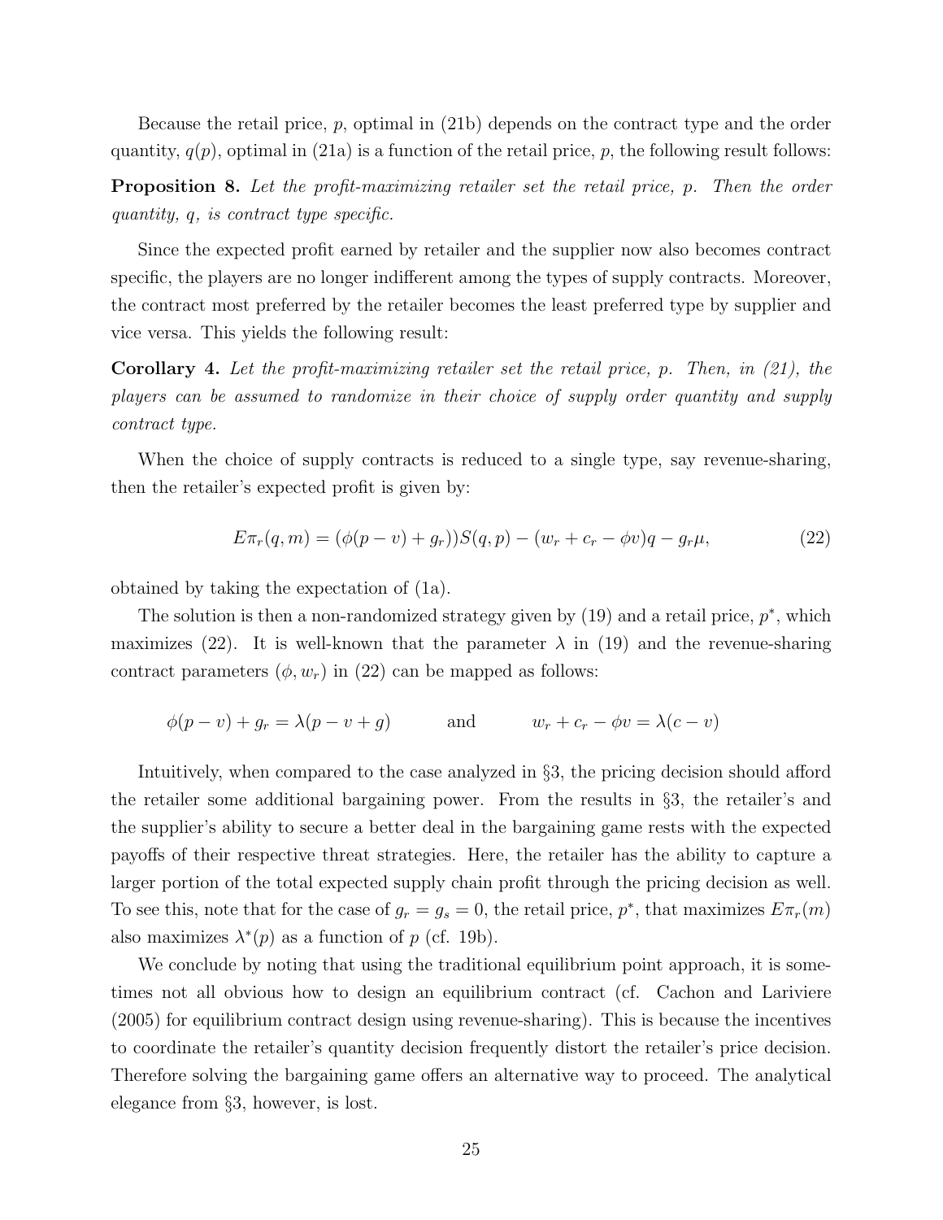Because the retail price, $p$, optimal in (21b) depends on the contract type and the order quantity, $q(p)$, optimal in (21a) is a function of the retail price, $p$, the following result follows:

**Proposition 8.** *Let the profit-maximizing retailer set the retail price, $p$. Then the order quantity, $q$, is contract type specific.*

Since the expected profit earned by retailer and the supplier now also becomes contract specific, the players are no longer indifferent among the types of supply contracts. Moreover, the contract most preferred by the retailer becomes the least preferred type by supplier and vice versa. This yields the following result:

**Corollary 4.** *Let the profit-maximizing retailer set the retail price, $p$. Then, in (21), the players can be assumed to randomize in their choice of supply order quantity and supply contract type.*

When the choice of supply contracts is reduced to a single type, say revenue-sharing, then the retailer's expected profit is given by:

$$E\pi_r(q,m) = (\phi(p-v)+g_r))S(q,p) - (w_r + c_r - \phi v)q - g_r\mu, \tag{22}$$

obtained by taking the expectation of (1a).

The solution is then a non-randomized strategy given by (19) and a retail price, $p^*$, which maximizes (22). It is well-known that the parameter $\lambda$ in (19) and the revenue-sharing contract parameters $(\phi, w_r)$ in (22) can be mapped as follows:

$$\phi(p-v)+g_r = \lambda(p-v+g) \qquad \text{and} \qquad w_r + c_r - \phi v = \lambda(c-v)$$

Intuitively, when compared to the case analyzed in §3, the pricing decision should afford the retailer some additional bargaining power. From the results in §3, the retailer's and the supplier's ability to secure a better deal in the bargaining game rests with the expected payoffs of their respective threat strategies. Here, the retailer has the ability to capture a larger portion of the total expected supply chain profit through the pricing decision as well. To see this, note that for the case of $g_r = g_s = 0$, the retail price, $p^*$, that maximizes $E\pi_r(m)$ also maximizes $\lambda^*(p)$ as a function of $p$ (cf. 19b).

We conclude by noting that using the traditional equilibrium point approach, it is sometimes not all obvious how to design an equilibrium contract (cf. Cachon and Lariviere (2005) for equilibrium contract design using revenue-sharing). This is because the incentives to coordinate the retailer's quantity decision frequently distort the retailer's price decision. Therefore solving the bargaining game offers an alternative way to proceed. The analytical elegance from §3, however, is lost.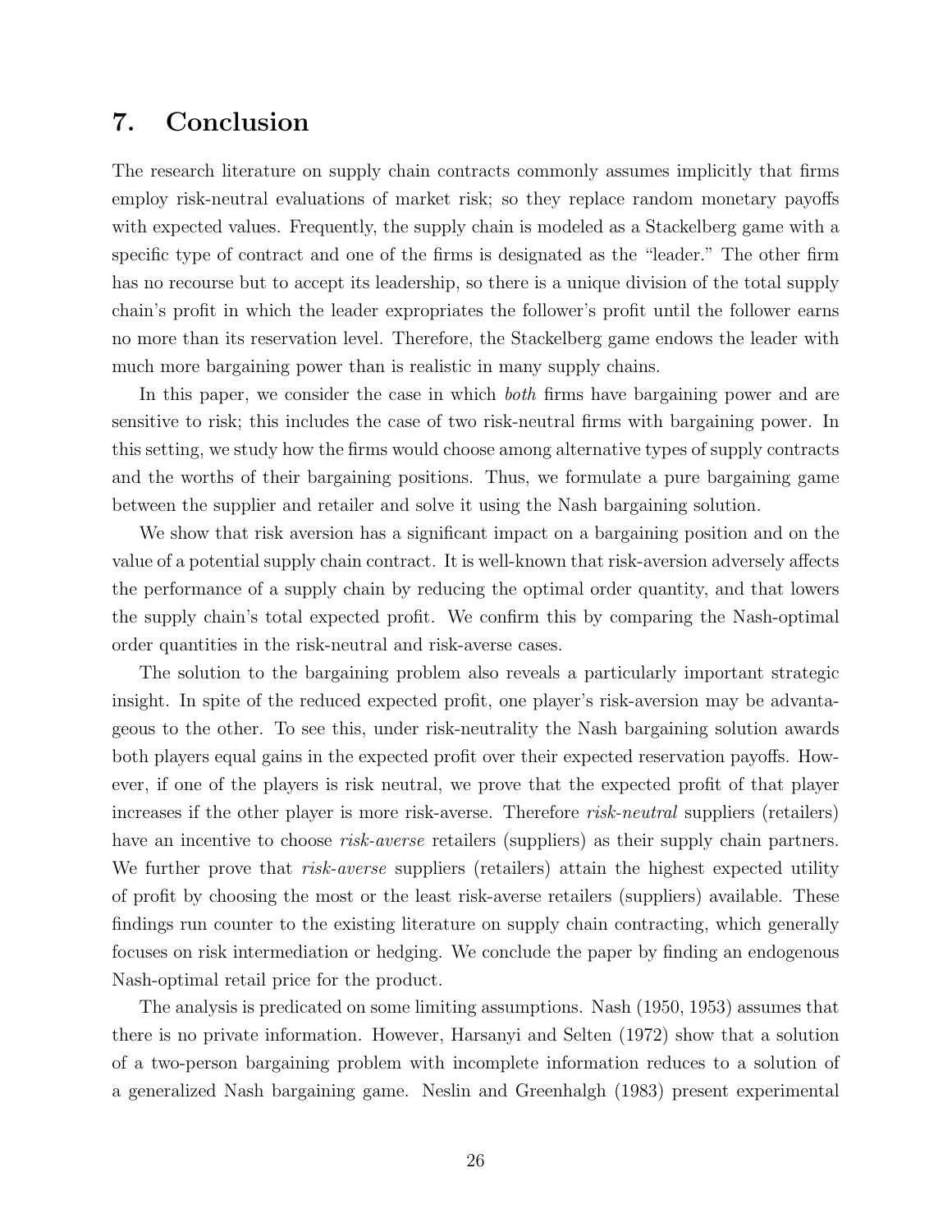## 7. Conclusion

The research literature on supply chain contracts commonly assumes implicitly that firms employ risk-neutral evaluations of market risk; so they replace random monetary payoffs with expected values. Frequently, the supply chain is modeled as a Stackelberg game with a specific type of contract and one of the firms is designated as the "leader." The other firm has no recourse but to accept its leadership, so there is a unique division of the total supply chain's profit in which the leader expropriates the follower's profit until the follower earns no more than its reservation level. Therefore, the Stackelberg game endows the leader with much more bargaining power than is realistic in many supply chains.

In this paper, we consider the case in which *both* firms have bargaining power and are sensitive to risk; this includes the case of two risk-neutral firms with bargaining power. In this setting, we study how the firms would choose among alternative types of supply contracts and the worths of their bargaining positions. Thus, we formulate a pure bargaining game between the supplier and retailer and solve it using the Nash bargaining solution.

We show that risk aversion has a significant impact on a bargaining position and on the value of a potential supply chain contract. It is well-known that risk-aversion adversely affects the performance of a supply chain by reducing the optimal order quantity, and that lowers the supply chain's total expected profit. We confirm this by comparing the Nash-optimal order quantities in the risk-neutral and risk-averse cases.

The solution to the bargaining problem also reveals a particularly important strategic insight. In spite of the reduced expected profit, one player's risk-aversion may be advantageous to the other. To see this, under risk-neutrality the Nash bargaining solution awards both players equal gains in the expected profit over their expected reservation payoffs. However, if one of the players is risk neutral, we prove that the expected profit of that player increases if the other player is more risk-averse. Therefore *risk-neutral* suppliers (retailers) have an incentive to choose *risk-averse* retailers (suppliers) as their supply chain partners. We further prove that *risk-averse* suppliers (retailers) attain the highest expected utility of profit by choosing the most or the least risk-averse retailers (suppliers) available. These findings run counter to the existing literature on supply chain contracting, which generally focuses on risk intermediation or hedging. We conclude the paper by finding an endogenous Nash-optimal retail price for the product.

The analysis is predicated on some limiting assumptions. Nash (1950, 1953) assumes that there is no private information. However, Harsanyi and Selten (1972) show that a solution of a two-person bargaining problem with incomplete information reduces to a solution of a generalized Nash bargaining game. Neslin and Greenhalgh (1983) present experimental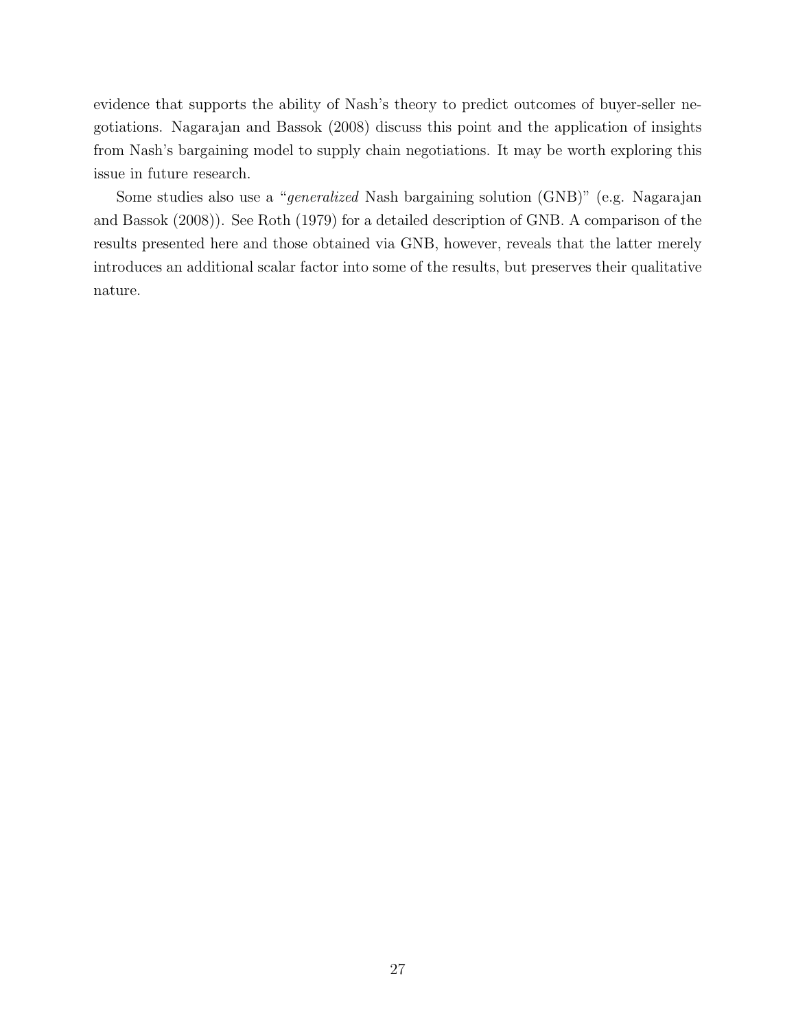evidence that supports the ability of Nash's theory to predict outcomes of buyer-seller negotiations. Nagarajan and Bassok (2008) discuss this point and the application of insights from Nash's bargaining model to supply chain negotiations. It may be worth exploring this issue in future research.

Some studies also use a "*generalized* Nash bargaining solution (GNB)" (e.g. Nagarajan and Bassok (2008)). See Roth (1979) for a detailed description of GNB. A comparison of the results presented here and those obtained via GNB, however, reveals that the latter merely introduces an additional scalar factor into some of the results, but preserves their qualitative nature.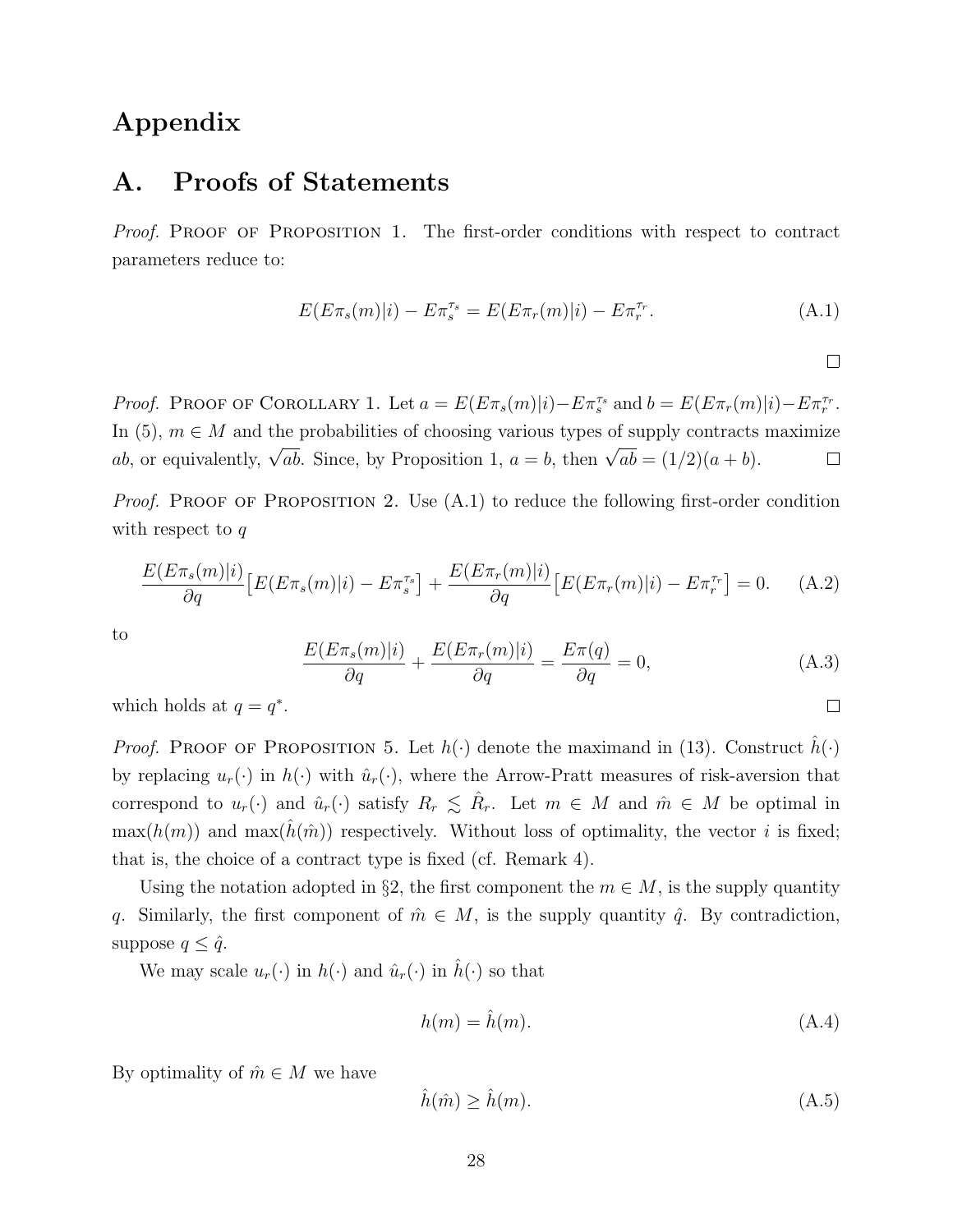# Appendix

## A. Proofs of Statements

*Proof.* Proof of Proposition 1. The first-order conditions with respect to contract parameters reduce to:

$$E(E\pi_s(m)|i) - E\pi_s^{\tau_s} = E(E\pi_r(m)|i) - E\pi_r^{\tau_r}. \tag{A.1}$$

□

*Proof.* Proof of Corollary 1. Let $a = E(E\pi_s(m)|i) - E\pi_s^{\tau_s}$ and $b = E(E\pi_r(m)|i) - E\pi_r^{\tau_r}$. In (5), $m \in M$ and the probabilities of choosing various types of supply contracts maximize $ab$, or equivalently, $\sqrt{ab}$. Since, by Proposition 1, $a = b$, then $\sqrt{ab} = (1/2)(a + b)$. □

*Proof.* Proof of Proposition 2. Use (A.1) to reduce the following first-order condition with respect to $q$

$$\frac{E(E\pi_s(m)|i)}{\partial q}\big[E(E\pi_s(m)|i) - E\pi_s^{\tau_s}\big] + \frac{E(E\pi_r(m)|i)}{\partial q}\big[E(E\pi_r(m)|i) - E\pi_r^{\tau_r}\big] = 0. \tag{A.2}$$

to

$$\frac{E(E\pi_s(m)|i)}{\partial q} + \frac{E(E\pi_r(m)|i)}{\partial q} = \frac{E\pi(q)}{\partial q} = 0, \tag{A.3}$$

which holds at $q = q^*$. □

*Proof.* Proof of Proposition 5. Let $h(\cdot)$ denote the maximand in (13). Construct $\hat{h}(\cdot)$ by replacing $u_r(\cdot)$ in $h(\cdot)$ with $\hat{u}_r(\cdot)$, where the Arrow-Pratt measures of risk-aversion that correspond to $u_r(\cdot)$ and $\hat{u}_r(\cdot)$ satisfy $R_r \lesssim \hat{R}_r$. Let $m \in M$ and $\hat{m} \in M$ be optimal in $\max(h(m))$ and $\max(\hat{h}(\hat{m}))$ respectively. Without loss of optimality, the vector $i$ is fixed; that is, the choice of a contract type is fixed (cf. Remark 4).

Using the notation adopted in §2, the first component the $m \in M$, is the supply quantity $q$. Similarly, the first component of $\hat{m} \in M$, is the supply quantity $\hat{q}$. By contradiction, suppose $q \leq \hat{q}$.

We may scale $u_r(\cdot)$ in $h(\cdot)$ and $\hat{u}_r(\cdot)$ in $\hat{h}(\cdot)$ so that

$$h(m) = \hat{h}(m). \tag{A.4}$$

By optimality of $\hat{m} \in M$ we have

$$\hat{h}(\hat{m}) \geq \hat{h}(m). \tag{A.5}$$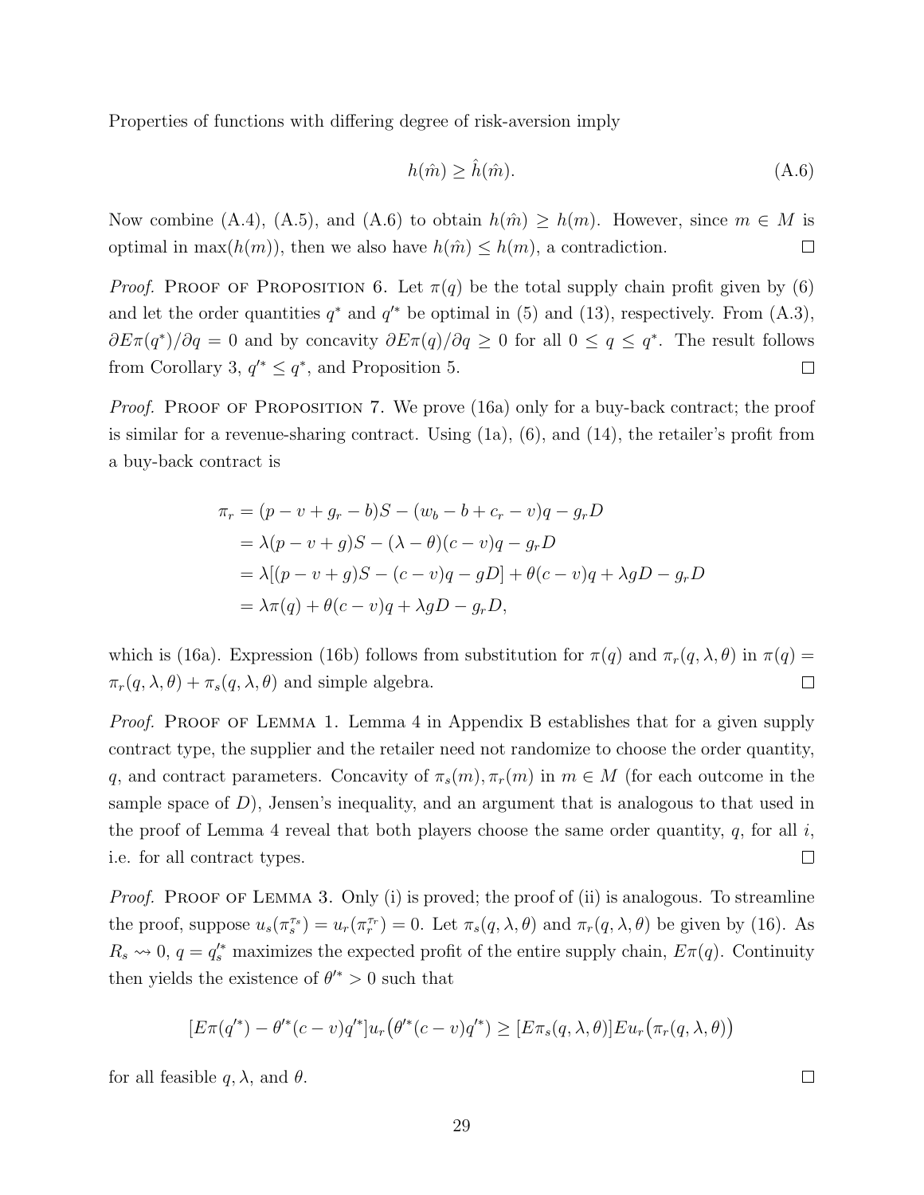Properties of functions with differing degree of risk-aversion imply

$$h(\hat{m}) \geq \hat{h}(\hat{m}). \tag{A.6}$$

Now combine (A.4), (A.5), and (A.6) to obtain $h(\hat{m}) \geq h(m)$. However, since $m \in M$ is optimal in $\max(h(m))$, then we also have $h(\hat{m}) \leq h(m)$, a contradiction. □

*Proof.* Proof of Proposition 6. Let $\pi(q)$ be the total supply chain profit given by (6) and let the order quantities $q^*$ and $q'^*$ be optimal in (5) and (13), respectively. From (A.3), $\partial E\pi(q^*)/\partial q = 0$ and by concavity $\partial E\pi(q)/\partial q \geq 0$ for all $0 \leq q \leq q^*$. The result follows from Corollary 3, $q'^* \leq q^*$, and Proposition 5. □

*Proof.* Proof of Proposition 7. We prove (16a) only for a buy-back contract; the proof is similar for a revenue-sharing contract. Using (1a), (6), and (14), the retailer's profit from a buy-back contract is

$$\begin{aligned}
\pi_r &= (p - v + g_r - b)S - (w_b - b + c_r - v)q - g_r D \\
&= \lambda(p - v + g)S - (\lambda - \theta)(c - v)q - g_r D \\
&= \lambda[(p - v + g)S - (c - v)q - gD] + \theta(c - v)q + \lambda g D - g_r D \\
&= \lambda\pi(q) + \theta(c - v)q + \lambda g D - g_r D,
\end{aligned}$$

which is (16a). Expression (16b) follows from substitution for $\pi(q)$ and $\pi_r(q, \lambda, \theta)$ in $\pi(q) = \pi_r(q, \lambda, \theta) + \pi_s(q, \lambda, \theta)$ and simple algebra. □

*Proof.* Proof of Lemma 1. Lemma 4 in Appendix B establishes that for a given supply contract type, the supplier and the retailer need not randomize to choose the order quantity, $q$, and contract parameters. Concavity of $\pi_s(m), \pi_r(m)$ in $m \in M$ (for each outcome in the sample space of $D$), Jensen's inequality, and an argument that is analogous to that used in the proof of Lemma 4 reveal that both players choose the same order quantity, $q$, for all $i$, i.e. for all contract types. □

*Proof.* Proof of Lemma 3. Only (i) is proved; the proof of (ii) is analogous. To streamline the proof, suppose $u_s(\pi_s^{\tau_s}) = u_r(\pi_r^{\tau_r}) = 0$. Let $\pi_s(q, \lambda, \theta)$ and $\pi_r(q, \lambda, \theta)$ be given by (16). As $R_s \rightsquigarrow 0$, $q = q_s'^*$ maximizes the expected profit of the entire supply chain, $E\pi(q)$. Continuity then yields the existence of $\theta'^* > 0$ such that

$$[E\pi(q'^*) - \theta'^*(c - v)q'^*]u_r\big(\theta'^*(c - v)q'^*\big) \geq [E\pi_s(q, \lambda, \theta)]Eu_r\big(\pi_r(q, \lambda, \theta)\big)$$

for all feasible $q, \lambda$, and $\theta$. □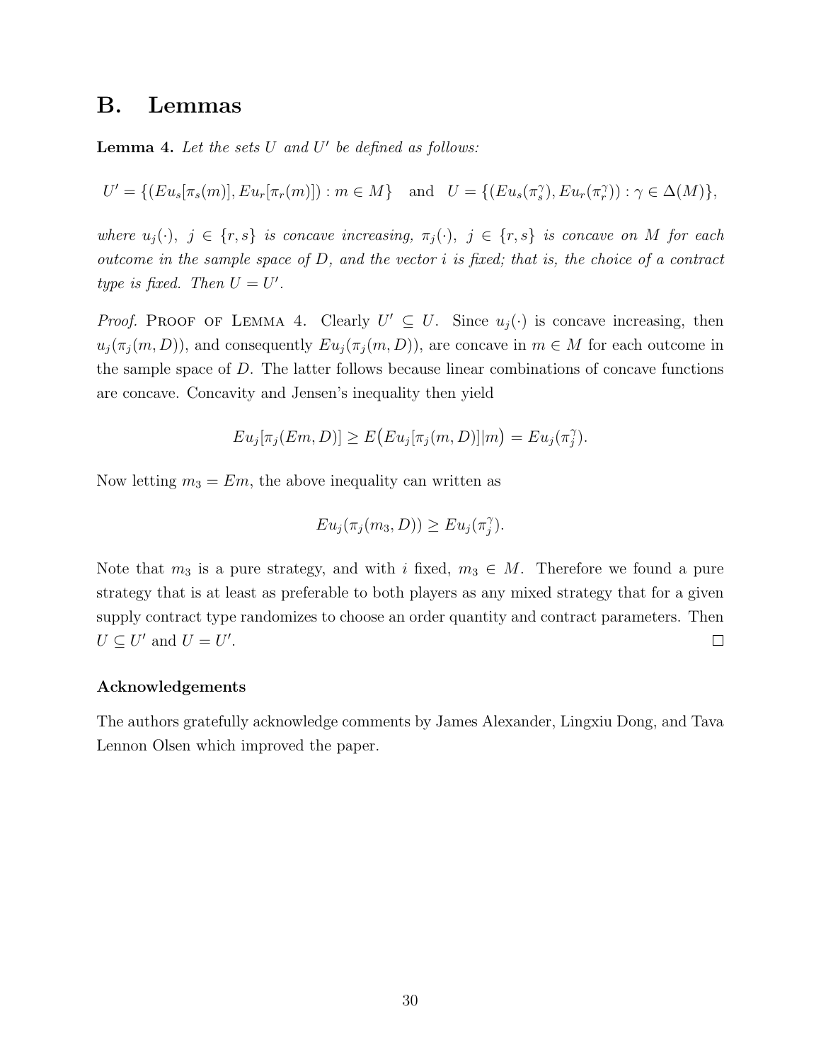## B. Lemmas

**Lemma 4.** *Let the sets $U$ and $U'$ be defined as follows:*

$$U' = \{(Eu_s[\pi_s(m)], Eu_r[\pi_r(m)]) : m \in M\} \quad \text{and} \quad U = \{(Eu_s(\pi_s^\gamma), Eu_r(\pi_r^\gamma)) : \gamma \in \Delta(M)\},$$

*where $u_j(\cdot)$, $j \in \{r, s\}$ is concave increasing, $\pi_j(\cdot)$, $j \in \{r, s\}$ is concave on $M$ for each outcome in the sample space of $D$, and the vector $i$ is fixed; that is, the choice of a contract type is fixed. Then $U = U'$.*

*Proof.* PROOF OF LEMMA 4. Clearly $U' \subseteq U$. Since $u_j(\cdot)$ is concave increasing, then $u_j(\pi_j(m, D))$, and consequently $Eu_j(\pi_j(m, D))$, are concave in $m \in M$ for each outcome in the sample space of $D$. The latter follows because linear combinations of concave functions are concave. Concavity and Jensen's inequality then yield

$$Eu_j[\pi_j(Em, D)] \geq E\big(Eu_j[\pi_j(m, D)]|m\big) = Eu_j(\pi_j^\gamma).$$

Now letting $m_3 = Em$, the above inequality can written as

$$Eu_j(\pi_j(m_3, D)) \geq Eu_j(\pi_j^\gamma).$$

Note that $m_3$ is a pure strategy, and with $i$ fixed, $m_3 \in M$. Therefore we found a pure strategy that is at least as preferable to both players as any mixed strategy that for a given supply contract type randomizes to choose an order quantity and contract parameters. Then $U \subseteq U'$ and $U = U'$. $\square$

**Acknowledgements**

The authors gratefully acknowledge comments by James Alexander, Lingxiu Dong, and Tava Lennon Olsen which improved the paper.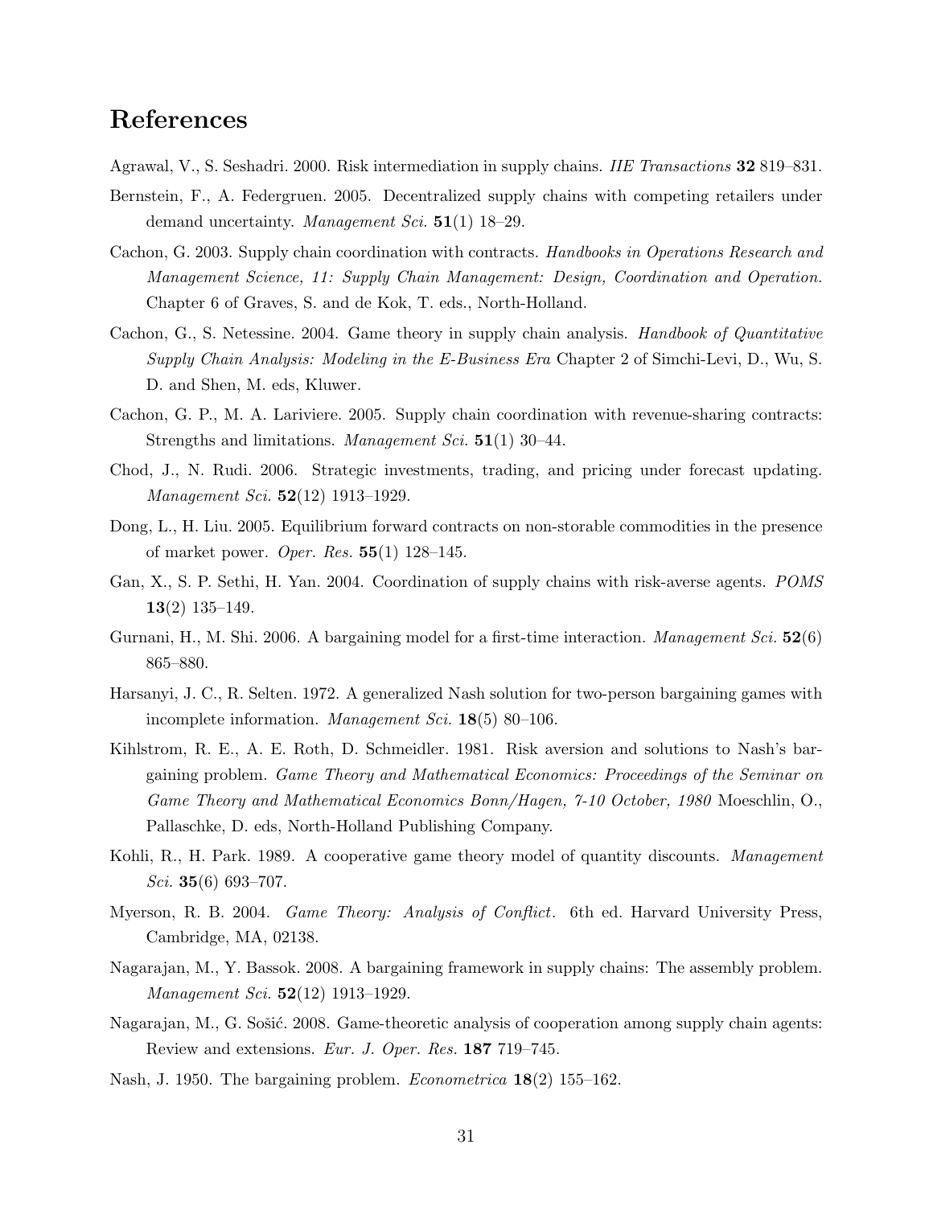# References

Agrawal, V., S. Seshadri. 2000. Risk intermediation in supply chains. *IIE Transactions* **32** 819–831.

Bernstein, F., A. Federgruen. 2005. Decentralized supply chains with competing retailers under demand uncertainty. *Management Sci.* **51**(1) 18–29.

Cachon, G. 2003. Supply chain coordination with contracts. *Handbooks in Operations Research and Management Science, 11: Supply Chain Management: Design, Coordination and Operation.* Chapter 6 of Graves, S. and de Kok, T. eds., North-Holland.

Cachon, G., S. Netessine. 2004. Game theory in supply chain analysis. *Handbook of Quantitative Supply Chain Analysis: Modeling in the E-Business Era* Chapter 2 of Simchi-Levi, D., Wu, S. D. and Shen, M. eds, Kluwer.

Cachon, G. P., M. A. Lariviere. 2005. Supply chain coordination with revenue-sharing contracts: Strengths and limitations. *Management Sci.* **51**(1) 30–44.

Chod, J., N. Rudi. 2006. Strategic investments, trading, and pricing under forecast updating. *Management Sci.* **52**(12) 1913–1929.

Dong, L., H. Liu. 2005. Equilibrium forward contracts on non-storable commodities in the presence of market power. *Oper. Res.* **55**(1) 128–145.

Gan, X., S. P. Sethi, H. Yan. 2004. Coordination of supply chains with risk-averse agents. *POMS* **13**(2) 135–149.

Gurnani, H., M. Shi. 2006. A bargaining model for a first-time interaction. *Management Sci.* **52**(6) 865–880.

Harsanyi, J. C., R. Selten. 1972. A generalized Nash solution for two-person bargaining games with incomplete information. *Management Sci.* **18**(5) 80–106.

Kihlstrom, R. E., A. E. Roth, D. Schmeidler. 1981. Risk aversion and solutions to Nash's bargaining problem. *Game Theory and Mathematical Economics: Proceedings of the Seminar on Game Theory and Mathematical Economics Bonn/Hagen, 7-10 October, 1980* Moeschlin, O., Pallaschke, D. eds, North-Holland Publishing Company.

Kohli, R., H. Park. 1989. A cooperative game theory model of quantity discounts. *Management Sci.* **35**(6) 693–707.

Myerson, R. B. 2004. *Game Theory: Analysis of Conflict*. 6th ed. Harvard University Press, Cambridge, MA, 02138.

Nagarajan, M., Y. Bassok. 2008. A bargaining framework in supply chains: The assembly problem. *Management Sci.* **52**(12) 1913–1929.

Nagarajan, M., G. Sošić. 2008. Game-theoretic analysis of cooperation among supply chain agents: Review and extensions. *Eur. J. Oper. Res.* **187** 719–745.

Nash, J. 1950. The bargaining problem. *Econometrica* **18**(2) 155–162.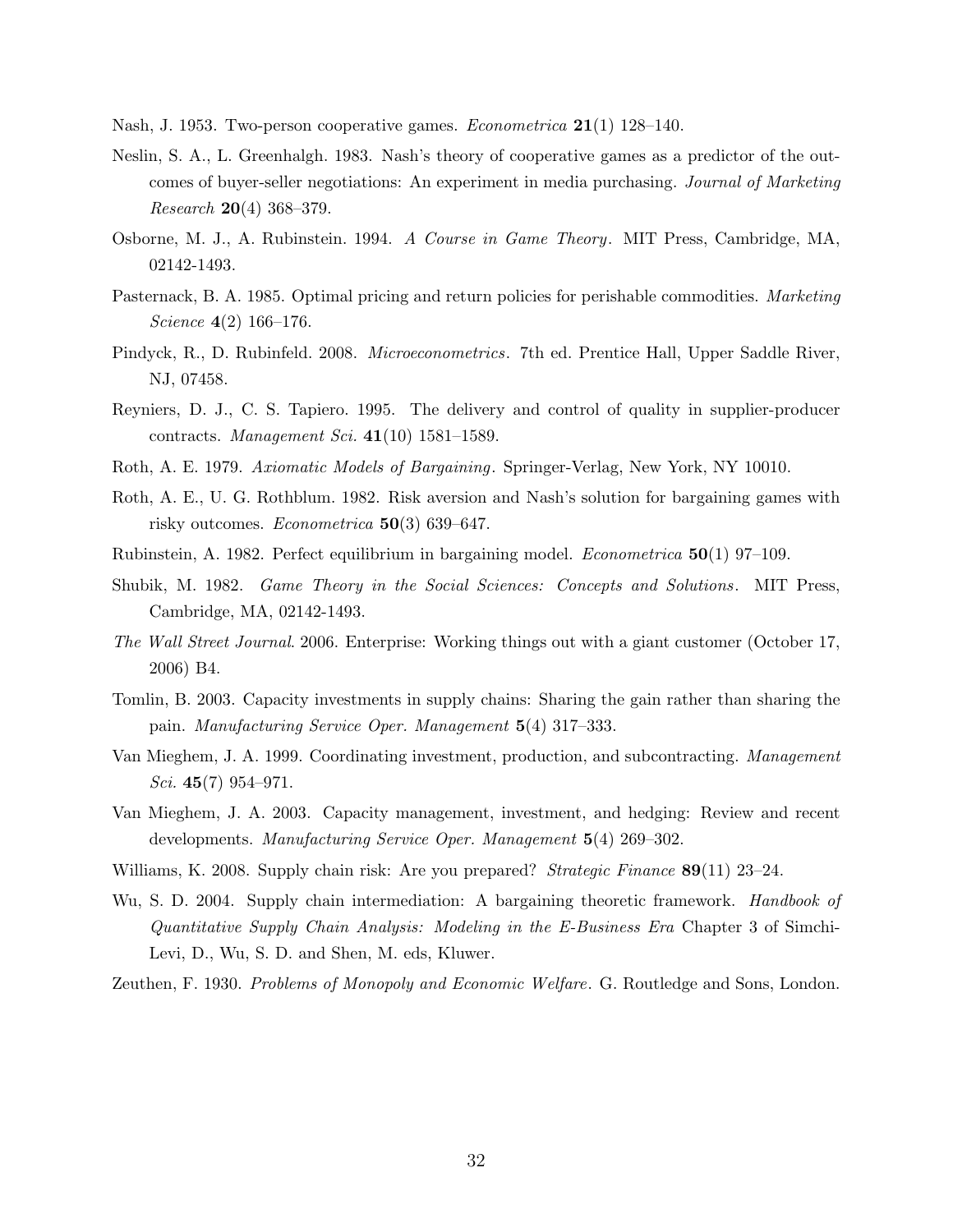Nash, J. 1953. Two-person cooperative games. *Econometrica* **21**(1) 128–140.

Neslin, S. A., L. Greenhalgh. 1983. Nash's theory of cooperative games as a predictor of the outcomes of buyer-seller negotiations: An experiment in media purchasing. *Journal of Marketing Research* **20**(4) 368–379.

Osborne, M. J., A. Rubinstein. 1994. *A Course in Game Theory*. MIT Press, Cambridge, MA, 02142-1493.

Pasternack, B. A. 1985. Optimal pricing and return policies for perishable commodities. *Marketing Science* **4**(2) 166–176.

Pindyck, R., D. Rubinfeld. 2008. *Microeconometrics*. 7th ed. Prentice Hall, Upper Saddle River, NJ, 07458.

Reyniers, D. J., C. S. Tapiero. 1995. The delivery and control of quality in supplier-producer contracts. *Management Sci.* **41**(10) 1581–1589.

Roth, A. E. 1979. *Axiomatic Models of Bargaining*. Springer-Verlag, New York, NY 10010.

Roth, A. E., U. G. Rothblum. 1982. Risk aversion and Nash's solution for bargaining games with risky outcomes. *Econometrica* **50**(3) 639–647.

Rubinstein, A. 1982. Perfect equilibrium in bargaining model. *Econometrica* **50**(1) 97–109.

Shubik, M. 1982. *Game Theory in the Social Sciences: Concepts and Solutions*. MIT Press, Cambridge, MA, 02142-1493.

*The Wall Street Journal*. 2006. Enterprise: Working things out with a giant customer (October 17, 2006) B4.

Tomlin, B. 2003. Capacity investments in supply chains: Sharing the gain rather than sharing the pain. *Manufacturing Service Oper. Management* **5**(4) 317–333.

Van Mieghem, J. A. 1999. Coordinating investment, production, and subcontracting. *Management Sci.* **45**(7) 954–971.

Van Mieghem, J. A. 2003. Capacity management, investment, and hedging: Review and recent developments. *Manufacturing Service Oper. Management* **5**(4) 269–302.

Williams, K. 2008. Supply chain risk: Are you prepared? *Strategic Finance* **89**(11) 23–24.

Wu, S. D. 2004. Supply chain intermediation: A bargaining theoretic framework. *Handbook of Quantitative Supply Chain Analysis: Modeling in the E-Business Era* Chapter 3 of Simchi-Levi, D., Wu, S. D. and Shen, M. eds, Kluwer.

Zeuthen, F. 1930. *Problems of Monopoly and Economic Welfare*. G. Routledge and Sons, London.